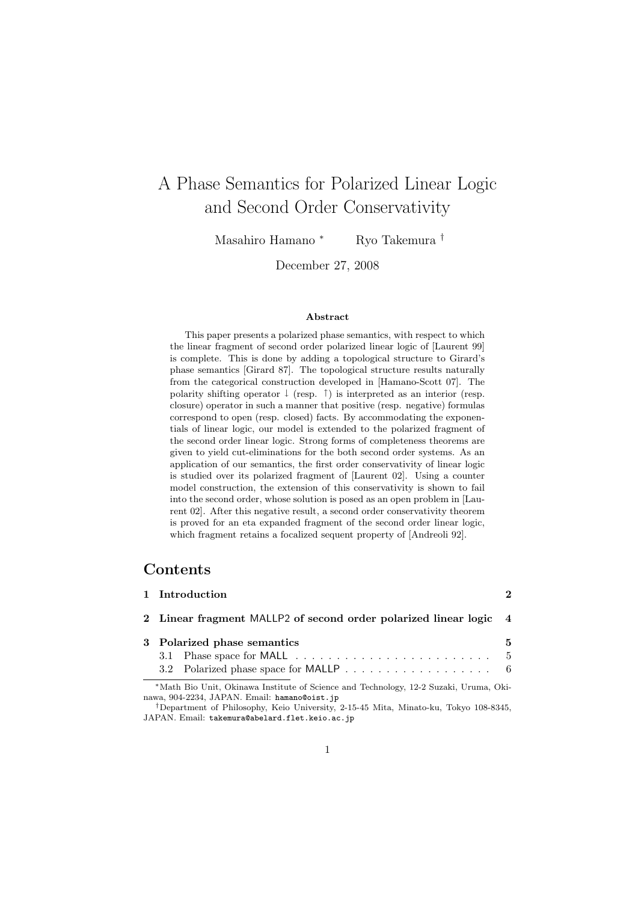# A Phase Semantics for Polarized Linear Logic and Second Order Conservativity

Masahiro Hamano [*] Ryo Takemura [†]

December 27, 2008

**Abstract**

This paper presents a polarized phase semantics, with respect to which the linear fragment of second order polarized linear logic of [Laurent 99] is complete. This is done by adding a topological structure to Girard's phase semantics [Girard 87]. The topological structure results naturally from the categorical construction developed in [Hamano-Scott 07]. The polarity shifting operator $\downarrow$ (resp. $\uparrow$) is interpreted as an interior (resp. closure) operator in such a manner that positive (resp. negative) formulas correspond to open (resp. closed) facts. By accommodating the exponentials of linear logic, our model is extended to the polarized fragment of the second order linear logic. Strong forms of completeness theorems are given to yield cut-eliminations for the both second order systems. As an application of our semantics, the first order conservativity of linear logic is studied over its polarized fragment of [Laurent 02]. Using a counter model construction, the extension of this conservativity is shown to fail into the second order, whose solution is posed as an open problem in [Laurent 02]. After this negative result, a second order conservativity theorem is proved for an eta expanded fragment of the second order linear logic, which fragment retains a focalized sequent property of [Andreoli 92].

## Contents

| | |
|---|---|
| **1 Introduction** | **2** |
| **2 Linear fragment MALLP2 of second order polarized linear logic** | **4** |
| **3 Polarized phase semantics** | **5** |
| 3.1 Phase space for MALL | 5 |
| 3.2 Polarized phase space for MALLP | 6 |

[*] Math Bio Unit, Okinawa Institute of Science and Technology, 12-2 Suzaki, Uruma, Okinawa, 904-2234, JAPAN. Email: hamano@oist.jp

[†] Department of Philosophy, Keio University, 2-15-45 Mita, Minato-ku, Tokyo 108-8345, JAPAN. Email: takemura@abelard.flet.keio.ac.jp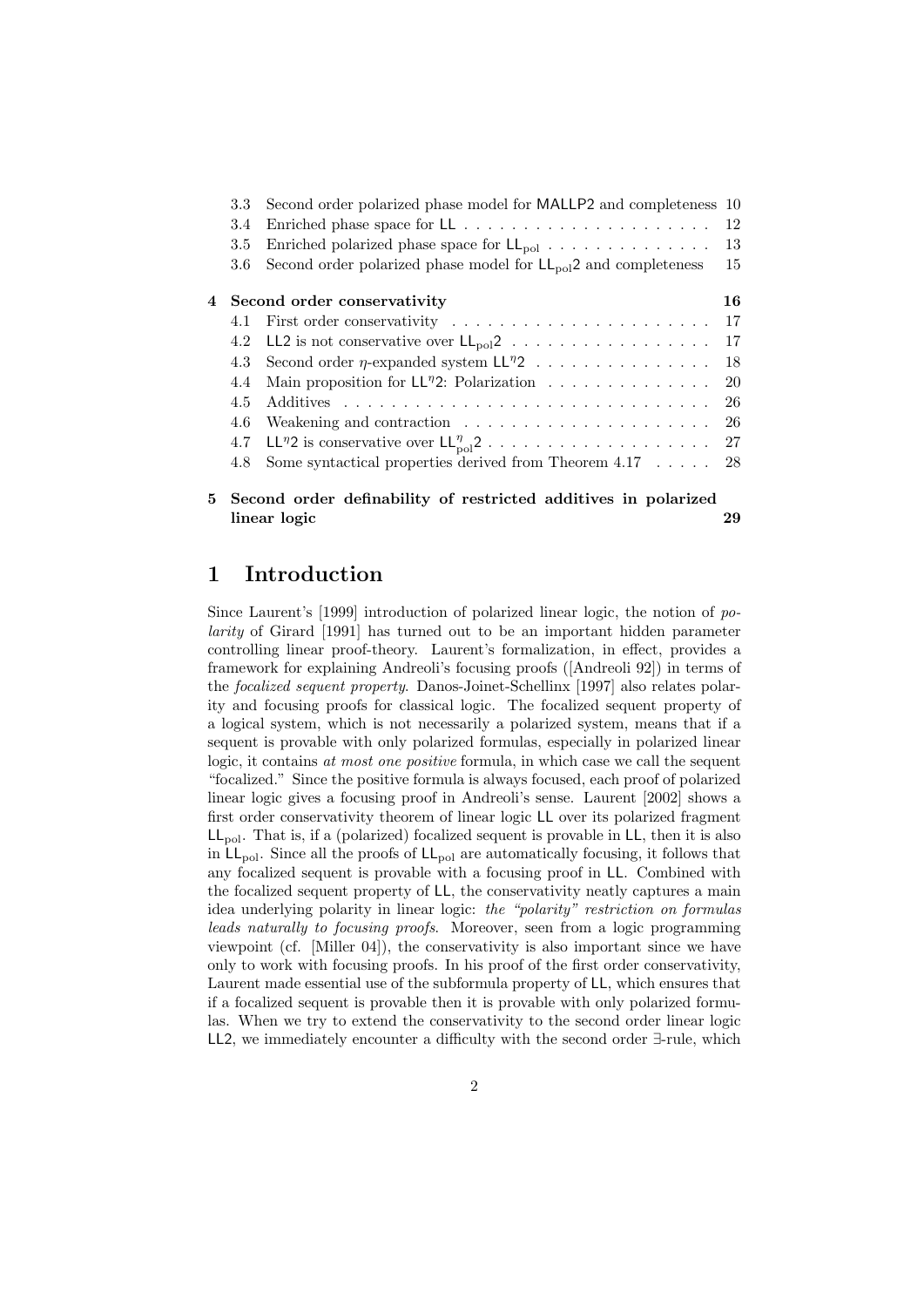| | | |
|---|---|---|
| 3.3 | Second order polarized phase model for MALLP2 and completeness | 10 |
| 3.4 | Enriched phase space for LL | 12 |
| 3.5 | Enriched polarized phase space for $\mathsf{LL}_{\mathrm{pol}}$ | 13 |
| 3.6 | Second order polarized phase model for $\mathsf{LL}_{\mathrm{pol}}2$ and completeness | 15 |
| **4** | **Second order conservativity** | **16** |
| 4.1 | First order conservativity | 17 |
| 4.2 | LL2 is not conservative over $\mathsf{LL}_{\mathrm{pol}}2$ | 17 |
| 4.3 | Second order $\eta$-expanded system $\mathsf{LL}^{\eta}2$ | 18 |
| 4.4 | Main proposition for $\mathsf{LL}^{\eta}2$: Polarization | 20 |
| 4.5 | Additives | 26 |
| 4.6 | Weakening and contraction | 26 |
| 4.7 | $\mathsf{LL}^{\eta}2$ is conservative over $\mathsf{LL}^{\eta}_{\mathrm{pol}}2$ | 27 |
| 4.8 | Some syntactical properties derived from Theorem 4.17 | 28 |
| **5** | **Second order definability of restricted additives in polarized linear logic** | **29** |

# 1 Introduction

Since Laurent's [1999] introduction of polarized linear logic, the notion of *polarity* of Girard [1991] has turned out to be an important hidden parameter controlling linear proof-theory. Laurent's formalization, in effect, provides a framework for explaining Andreoli's focusing proofs ([Andreoli 92]) in terms of the *focalized sequent property*. Danos-Joinet-Schellinx [1997] also relates polarity and focusing proofs for classical logic. The focalized sequent property of a logical system, which is not necessarily a polarized system, means that if a sequent is provable with only polarized formulas, especially in polarized linear logic, it contains *at most one positive* formula, in which case we call the sequent "focalized." Since the positive formula is always focused, each proof of polarized linear logic gives a focusing proof in Andreoli's sense. Laurent [2002] shows a first order conservativity theorem of linear logic LL over its polarized fragment $\mathsf{LL}_{\mathrm{pol}}$. That is, if a (polarized) focalized sequent is provable in LL, then it is also in $\mathsf{LL}_{\mathrm{pol}}$. Since all the proofs of $\mathsf{LL}_{\mathrm{pol}}$ are automatically focusing, it follows that any focalized sequent is provable with a focusing proof in LL. Combined with the focalized sequent property of LL, the conservativity neatly captures a main idea underlying polarity in linear logic: *the "polarity" restriction on formulas leads naturally to focusing proofs*. Moreover, seen from a logic programming viewpoint (cf. [Miller 04]), the conservativity is also important since we have only to work with focusing proofs. In his proof of the first order conservativity, Laurent made essential use of the subformula property of LL, which ensures that if a focalized sequent is provable then it is provable with only polarized formulas. When we try to extend the conservativity to the second order linear logic LL2, we immediately encounter a difficulty with the second order $\exists$-rule, which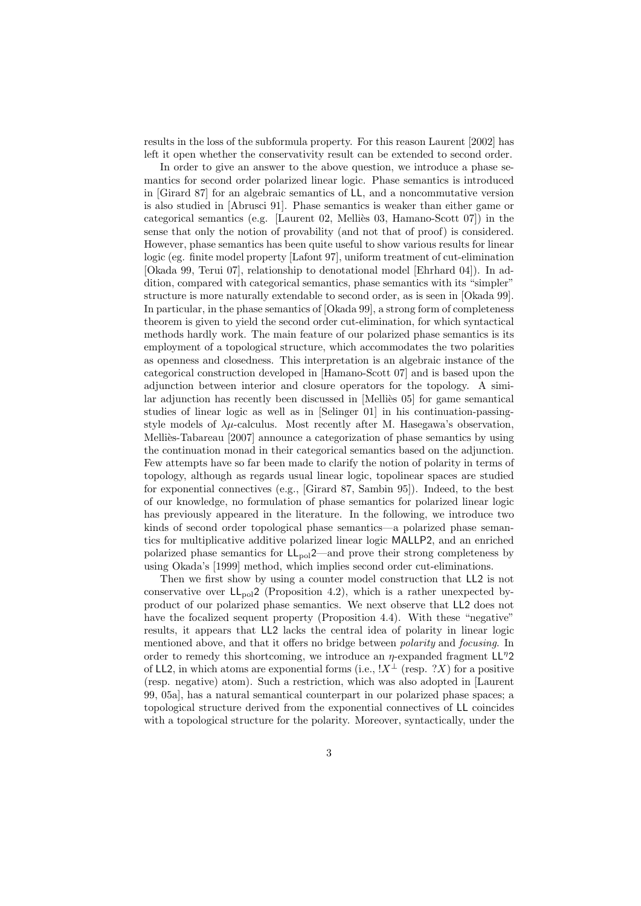results in the loss of the subformula property. For this reason Laurent [2002] has left it open whether the conservativity result can be extended to second order.

In order to give an answer to the above question, we introduce a phase semantics for second order polarized linear logic. Phase semantics is introduced in [Girard 87] for an algebraic semantics of LL, and a noncommutative version is also studied in [Abrusci 91]. Phase semantics is weaker than either game or categorical semantics (e.g. [Laurent 02, Melliès 03, Hamano-Scott 07]) in the sense that only the notion of provability (and not that of proof) is considered. However, phase semantics has been quite useful to show various results for linear logic (eg. finite model property [Lafont 97], uniform treatment of cut-elimination [Okada 99, Terui 07], relationship to denotational model [Ehrhard 04]). In addition, compared with categorical semantics, phase semantics with its "simpler" structure is more naturally extendable to second order, as is seen in [Okada 99]. In particular, in the phase semantics of [Okada 99], a strong form of completeness theorem is given to yield the second order cut-elimination, for which syntactical methods hardly work. The main feature of our polarized phase semantics is its employment of a topological structure, which accommodates the two polarities as openness and closedness. This interpretation is an algebraic instance of the categorical construction developed in [Hamano-Scott 07] and is based upon the adjunction between interior and closure operators for the topology. A similar adjunction has recently been discussed in [Melliès 05] for game semantical studies of linear logic as well as in [Selinger 01] in his continuation-passing-style models of $\lambda\mu$-calculus. Most recently after M. Hasegawa's observation, Melliès-Tabareau [2007] announce a categorization of phase semantics by using the continuation monad in their categorical semantics based on the adjunction. Few attempts have so far been made to clarify the notion of polarity in terms of topology, although as regards usual linear logic, topolinear spaces are studied for exponential connectives (e.g., [Girard 87, Sambin 95]). Indeed, to the best of our knowledge, no formulation of phase semantics for polarized linear logic has previously appeared in the literature. In the following, we introduce two kinds of second order topological phase semantics—a polarized phase semantics for multiplicative additive polarized linear logic MALLP2, and an enriched polarized phase semantics for $\mathsf{LL}_{\mathrm{pol}}2$—and prove their strong completeness by using Okada's [1999] method, which implies second order cut-eliminations.

Then we first show by using a counter model construction that LL2 is not conservative over $\mathsf{LL}_{\mathrm{pol}}2$ (Proposition 4.2), which is a rather unexpected byproduct of our polarized phase semantics. We next observe that LL2 does not have the focalized sequent property (Proposition 4.4). With these "negative" results, it appears that LL2 lacks the central idea of polarity in linear logic mentioned above, and that it offers no bridge between *polarity* and *focusing*. In order to remedy this shortcoming, we introduce an $\eta$-expanded fragment $\mathsf{LL}^{\eta}2$ of LL2, in which atoms are exponential forms (i.e., $!X^{\perp}$ (resp. $?X$) for a positive (resp. negative) atom). Such a restriction, which was also adopted in [Laurent 99, 05a], has a natural semantical counterpart in our polarized phase spaces; a topological structure derived from the exponential connectives of LL coincides with a topological structure for the polarity. Moreover, syntactically, under the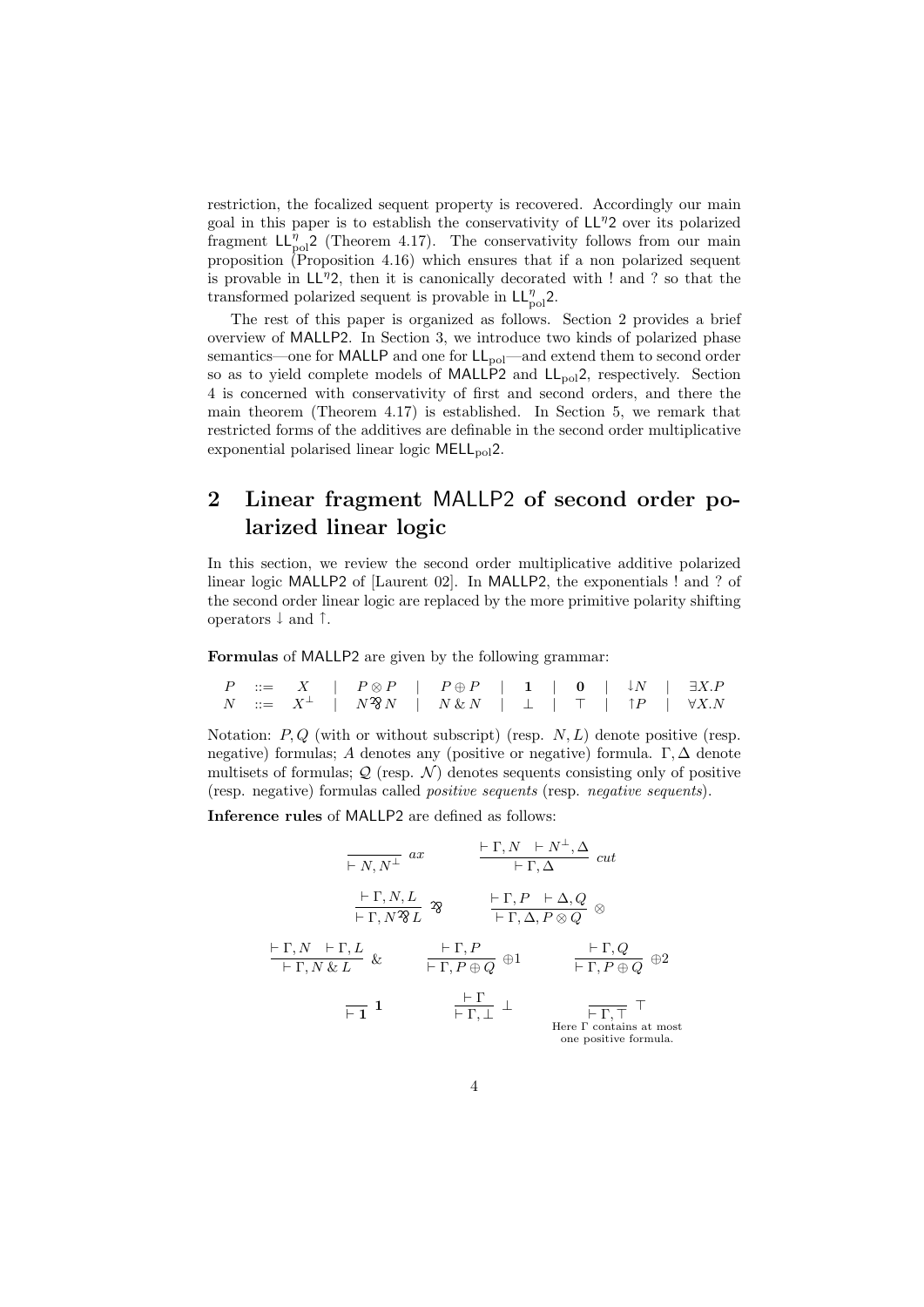restriction, the focalized sequent property is recovered. Accordingly our main goal in this paper is to establish the conservativity of $\mathsf{LL}^{\eta}2$ over its polarized fragment $\mathsf{LL}^{\eta}_{\mathrm{pol}}2$ (Theorem 4.17). The conservativity follows from our main proposition (Proposition 4.16) which ensures that if a non polarized sequent is provable in $\mathsf{LL}^{\eta}2$, then it is canonically decorated with ! and ? so that the transformed polarized sequent is provable in $\mathsf{LL}^{\eta}_{\mathrm{pol}}2$.

The rest of this paper is organized as follows. Section 2 provides a brief overview of MALLP2. In Section 3, we introduce two kinds of polarized phase semantics—one for MALLP and one for $\mathsf{LL}_{\mathrm{pol}}$—and extend them to second order so as to yield complete models of MALLP2 and $\mathsf{LL}_{\mathrm{pol}}2$, respectively. Section 4 is concerned with conservativity of first and second orders, and there the main theorem (Theorem 4.17) is established. In Section 5, we remark that restricted forms of the additives are definable in the second order multiplicative exponential polarised linear logic $\mathsf{MELL}_{\mathrm{pol}}2$.

## 2 Linear fragment MALLP2 of second order polarized linear logic

In this section, we review the second order multiplicative additive polarized linear logic MALLP2 of [Laurent 02]. In MALLP2, the exponentials ! and ? of the second order linear logic are replaced by the more primitive polarity shifting operators $\downarrow$ and $\uparrow$.

**Formulas** of MALLP2 are given by the following grammar:

$$
\begin{array}{lclclclclclclclcl}
P & ::= & X & \mid & P \otimes P & \mid & P \oplus P & \mid & \mathbf{1} & \mid & \mathbf{0} & \mid & \downarrow N & \mid & \exists X.P \\
N & ::= & X^{\perp} & \mid & N \mathbin{⅋} N & \mid & N \mathbin{\&} N & \mid & \perp & \mid & \top & \mid & \uparrow P & \mid & \forall X.N
\end{array}
$$

Notation: $P, Q$ (with or without subscript) (resp. $N, L$) denote positive (resp. negative) formulas; $A$ denotes any (positive or negative) formula. $\Gamma, \Delta$ denote multisets of formulas; $\mathcal{Q}$ (resp. $\mathcal{N}$) denotes sequents consisting only of positive (resp. negative) formulas called *positive sequents* (resp. *negative sequents*).

**Inference rules** of MALLP2 are defined as follows:

$$
\frac{}{\vdash N, N^{\perp}}\ ax \qquad \frac{\vdash \Gamma, N \quad \vdash N^{\perp}, \Delta}{\vdash \Gamma, \Delta}\ cut
$$

$$
\frac{\vdash \Gamma, N, L}{\vdash \Gamma, N \mathbin{⅋} L}\ ⅋ \qquad \frac{\vdash \Gamma, P \quad \vdash \Delta, Q}{\vdash \Gamma, \Delta, P \otimes Q}\ \otimes
$$

$$
\frac{\vdash \Gamma, N \quad \vdash \Gamma, L}{\vdash \Gamma, N \mathbin{\&} L}\ \& \qquad \frac{\vdash \Gamma, P}{\vdash \Gamma, P \oplus Q}\ \oplus 1 \qquad \frac{\vdash \Gamma, Q}{\vdash \Gamma, P \oplus Q}\ \oplus 2
$$

$$
\frac{}{\vdash \mathbf{1}}\ \mathbf{1} \qquad \frac{\vdash \Gamma}{\vdash \Gamma, \perp}\ \perp \qquad \frac{}{\vdash \Gamma, \top}\ \top
$$

Here $\Gamma$ contains at most one positive formula.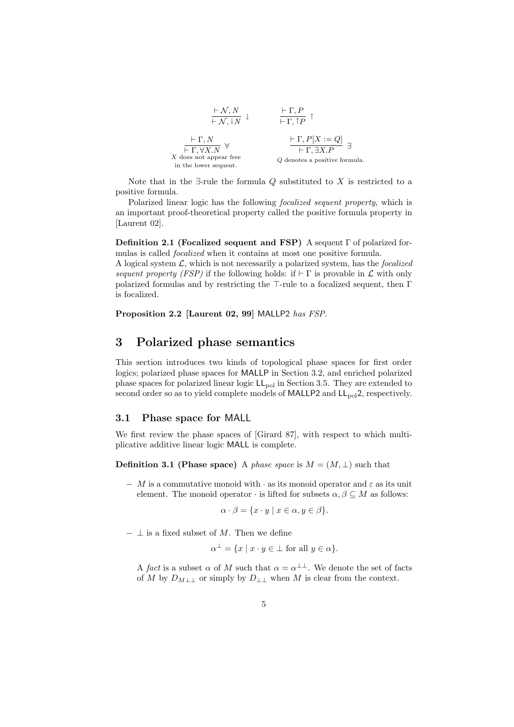$$\frac{\vdash \mathcal{N}, N}{\vdash \mathcal{N}, {\downarrow} N} \downarrow \qquad \frac{\vdash \Gamma, P}{\vdash \Gamma, {\uparrow} P} \uparrow$$

$$\frac{\vdash \Gamma, N}{\vdash \Gamma, \forall X.N} \forall \qquad \frac{\vdash \Gamma, P[X := Q]}{\vdash \Gamma, \exists X.P} \exists$$

$X$ does not appear free in the lower sequent. $\qquad$ $Q$ denotes a positive formula.

Note that in the $\exists$-rule the formula $Q$ substituted to $X$ is restricted to a positive formula.

Polarized linear logic has the following *focalized sequent property*, which is an important proof-theoretical property called the positive formula property in [Laurent 02].

**Definition 2.1 (Focalized sequent and FSP)** A sequent $\Gamma$ of polarized formulas is called *focalized* when it contains at most one positive formula.
A logical system $\mathcal{L}$, which is not necessarily a polarized system, has the *focalized sequent property (FSP)* if the following holds: if $\vdash \Gamma$ is provable in $\mathcal{L}$ with only polarized formulas and by restricting the $\top$-rule to a focalized sequent, then $\Gamma$ is focalized.

**Proposition 2.2 [Laurent 02, 99]** MALLP2 *has FSP.*

# 3 Polarized phase semantics

This section introduces two kinds of topological phase spaces for first order logics; polarized phase spaces for MALLP in Section 3.2, and enriched polarized phase spaces for polarized linear logic $\mathsf{LL}_{\mathrm{pol}}$ in Section 3.5. They are extended to second order so as to yield complete models of MALLP2 and $\mathsf{LL}_{\mathrm{pol}}2$, respectively.

## 3.1 Phase space for MALL

We first review the phase spaces of [Girard 87], with respect to which multiplicative additive linear logic MALL is complete.

**Definition 3.1 (Phase space)** A *phase space* is $M = (M, \bot)$ such that

- $M$ is a commutative monoid with $\cdot$ as its monoid operator and $\varepsilon$ as its unit element. The monoid operator $\cdot$ is lifted for subsets $\alpha, \beta \subseteq M$ as follows:

$$\alpha \cdot \beta = \{x \cdot y \mid x \in \alpha, y \in \beta\}.$$

- $\bot$ is a fixed subset of $M$. Then we define

$$\alpha^{\bot} = \{x \mid x \cdot y \in \bot \text{ for all } y \in \alpha\}.$$

A *fact* is a subset $\alpha$ of $M$ such that $\alpha = \alpha^{\bot\bot}$. We denote the set of facts of $M$ by $D_{M\bot\bot}$ or simply by $D_{\bot\bot}$ when $M$ is clear from the context.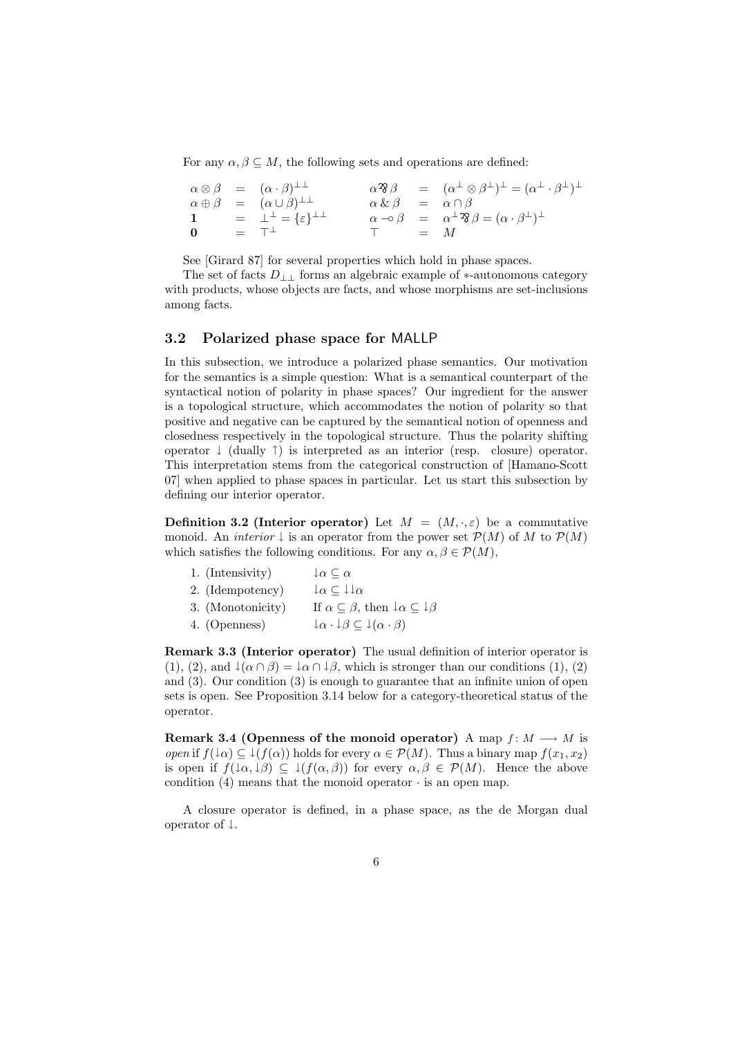For any $\alpha, \beta \subseteq M$, the following sets and operations are defined:

$$
\begin{array}{lcllcl}
\alpha \otimes \beta & = & (\alpha \cdot \beta)^{\perp\perp} & \alpha \parr \beta & = & (\alpha^{\perp} \otimes \beta^{\perp})^{\perp} = (\alpha^{\perp} \cdot \beta^{\perp})^{\perp} \\
\alpha \oplus \beta & = & (\alpha \cup \beta)^{\perp\perp} & \alpha \,\&\, \beta & = & \alpha \cap \beta \\
\mathbf{1} & = & \perp^{\perp} = \{\varepsilon\}^{\perp\perp} & \alpha \multimap \beta & = & \alpha^{\perp} \parr \beta = (\alpha \cdot \beta^{\perp})^{\perp} \\
\mathbf{0} & = & \top^{\perp} & \top & = & M
\end{array}
$$

See [Girard 87] for several properties which hold in phase spaces.

The set of facts $D_{\perp\perp}$ forms an algebraic example of $*$-autonomous category with products, whose objects are facts, and whose morphisms are set-inclusions among facts.

## 3.2 Polarized phase space for MALLP

In this subsection, we introduce a polarized phase semantics. Our motivation for the semantics is a simple question: What is a semantical counterpart of the syntactical notion of polarity in phase spaces? Our ingredient for the answer is a topological structure, which accommodates the notion of polarity so that positive and negative can be captured by the semantical notion of openness and closedness respectively in the topological structure. Thus the polarity shifting operator $\downarrow$ (dually $\uparrow$) is interpreted as an interior (resp. closure) operator. This interpretation stems from the categorical construction of [Hamano-Scott 07] when applied to phase spaces in particular. Let us start this subsection by defining our interior operator.

**Definition 3.2 (Interior operator)** Let $M = (M, \cdot, \varepsilon)$ be a commutative monoid. An *interior* $\downarrow$ is an operator from the power set $\mathcal{P}(M)$ of $M$ to $\mathcal{P}(M)$ which satisfies the following conditions. For any $\alpha, \beta \in \mathcal{P}(M)$,

1. (Intensivity) $\quad \downarrow\alpha \subseteq \alpha$
2. (Idempotency) $\quad \downarrow\alpha \subseteq \downarrow\downarrow\alpha$
3. (Monotonicity) $\quad$ If $\alpha \subseteq \beta$, then $\downarrow\alpha \subseteq \downarrow\beta$
4. (Openness) $\quad \downarrow\alpha \cdot \downarrow\beta \subseteq \downarrow(\alpha \cdot \beta)$

**Remark 3.3 (Interior operator)** The usual definition of interior operator is (1), (2), and $\downarrow(\alpha \cap \beta) = \downarrow\alpha \cap \downarrow\beta$, which is stronger than our conditions (1), (2) and (3). Our condition (3) is enough to guarantee that an infinite union of open sets is open. See Proposition 3.14 below for a category-theoretical status of the operator.

**Remark 3.4 (Openness of the monoid operator)** A map $f\colon M \longrightarrow M$ is *open* if $f(\downarrow\alpha) \subseteq \downarrow(f(\alpha))$ holds for every $\alpha \in \mathcal{P}(M)$. Thus a binary map $f(x_1, x_2)$ is open if $f(\downarrow\alpha, \downarrow\beta) \subseteq \downarrow(f(\alpha, \beta))$ for every $\alpha, \beta \in \mathcal{P}(M)$. Hence the above condition (4) means that the monoid operator $\cdot$ is an open map.

A closure operator is defined, in a phase space, as the de Morgan dual operator of $\downarrow$.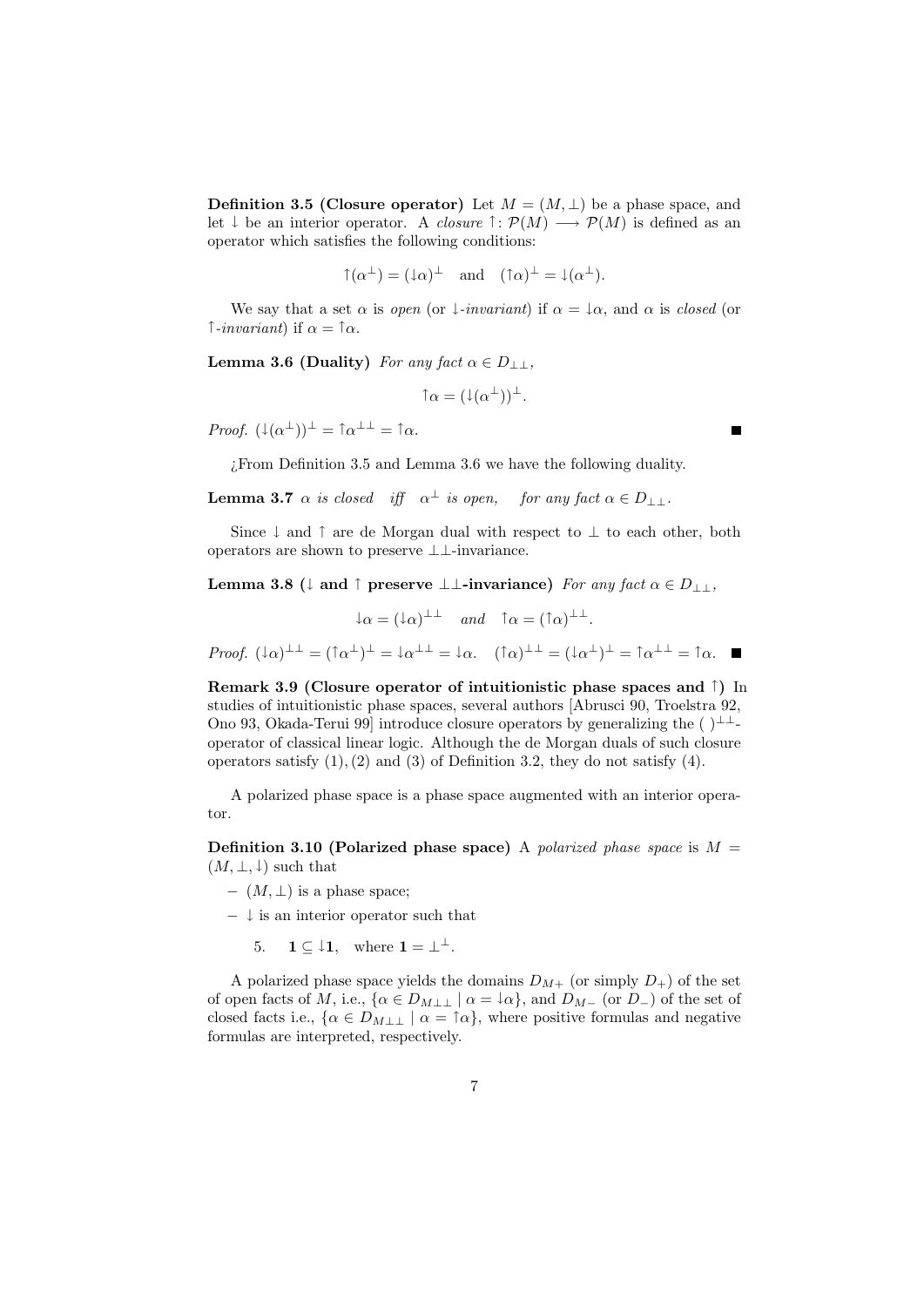**Definition 3.5 (Closure operator)** Let $M = (M, \perp)$ be a phase space, and let $\downarrow$ be an interior operator. A *closure* $\uparrow : \mathcal{P}(M) \longrightarrow \mathcal{P}(M)$ is defined as an operator which satisfies the following conditions:

$$\uparrow(\alpha^\perp) = (\downarrow\alpha)^\perp \quad \text{and} \quad (\uparrow\alpha)^\perp = \downarrow(\alpha^\perp).$$

We say that a set $\alpha$ is *open* (or $\downarrow$*-invariant*) if $\alpha = \downarrow\alpha$, and $\alpha$ is *closed* (or $\uparrow$*-invariant*) if $\alpha = \uparrow\alpha$.

**Lemma 3.6 (Duality)** *For any fact* $\alpha \in D_{\perp\perp}$,

$$\uparrow\alpha = (\downarrow(\alpha^\perp))^\perp.$$

*Proof.* $(\downarrow(\alpha^\perp))^\perp = \uparrow\alpha^{\perp\perp} = \uparrow\alpha$. ■

¿From Definition 3.5 and Lemma 3.6 we have the following duality.

**Lemma 3.7** *$\alpha$ is closed iff $\alpha^\perp$ is open, for any fact $\alpha \in D_{\perp\perp}$.*

Since $\downarrow$ and $\uparrow$ are de Morgan dual with respect to $\perp$ to each other, both operators are shown to preserve $\perp\perp$-invariance.

**Lemma 3.8 ($\downarrow$ and $\uparrow$ preserve $\perp\perp$-invariance)** *For any fact* $\alpha \in D_{\perp\perp}$,

$$\downarrow\alpha = (\downarrow\alpha)^{\perp\perp} \quad \text{and} \quad \uparrow\alpha = (\uparrow\alpha)^{\perp\perp}.$$

*Proof.* $(\downarrow\alpha)^{\perp\perp} = (\uparrow\alpha^\perp)^\perp = \downarrow\alpha^{\perp\perp} = \downarrow\alpha$. $(\uparrow\alpha)^{\perp\perp} = (\downarrow\alpha^\perp)^\perp = \uparrow\alpha^{\perp\perp} = \uparrow\alpha$. ■

**Remark 3.9 (Closure operator of intuitionistic phase spaces and $\uparrow$)** In studies of intuitionistic phase spaces, several authors [Abrusci 90, Troelstra 92, Ono 93, Okada-Terui 99] introduce closure operators by generalizing the $(\ )^{\perp\perp}$-operator of classical linear logic. Although the de Morgan duals of such closure operators satisfy (1), (2) and (3) of Definition 3.2, they do not satisfy (4).

A polarized phase space is a phase space augmented with an interior operator.

**Definition 3.10 (Polarized phase space)** A *polarized phase space* is $M = (M, \perp, \downarrow)$ such that

- $(M, \perp)$ is a phase space;
- $\downarrow$ is an interior operator such that

  5. $\mathbf{1} \subseteq \downarrow\mathbf{1}$, where $\mathbf{1} = \perp^\perp$.

A polarized phase space yields the domains $D_{M+}$ (or simply $D_+$) of the set of open facts of $M$, i.e., $\{\alpha \in D_{M\perp\perp} \mid \alpha = \downarrow\alpha\}$, and $D_{M-}$ (or $D_-$) of the set of closed facts i.e., $\{\alpha \in D_{M\perp\perp} \mid \alpha = \uparrow\alpha\}$, where positive formulas and negative formulas are interpreted, respectively.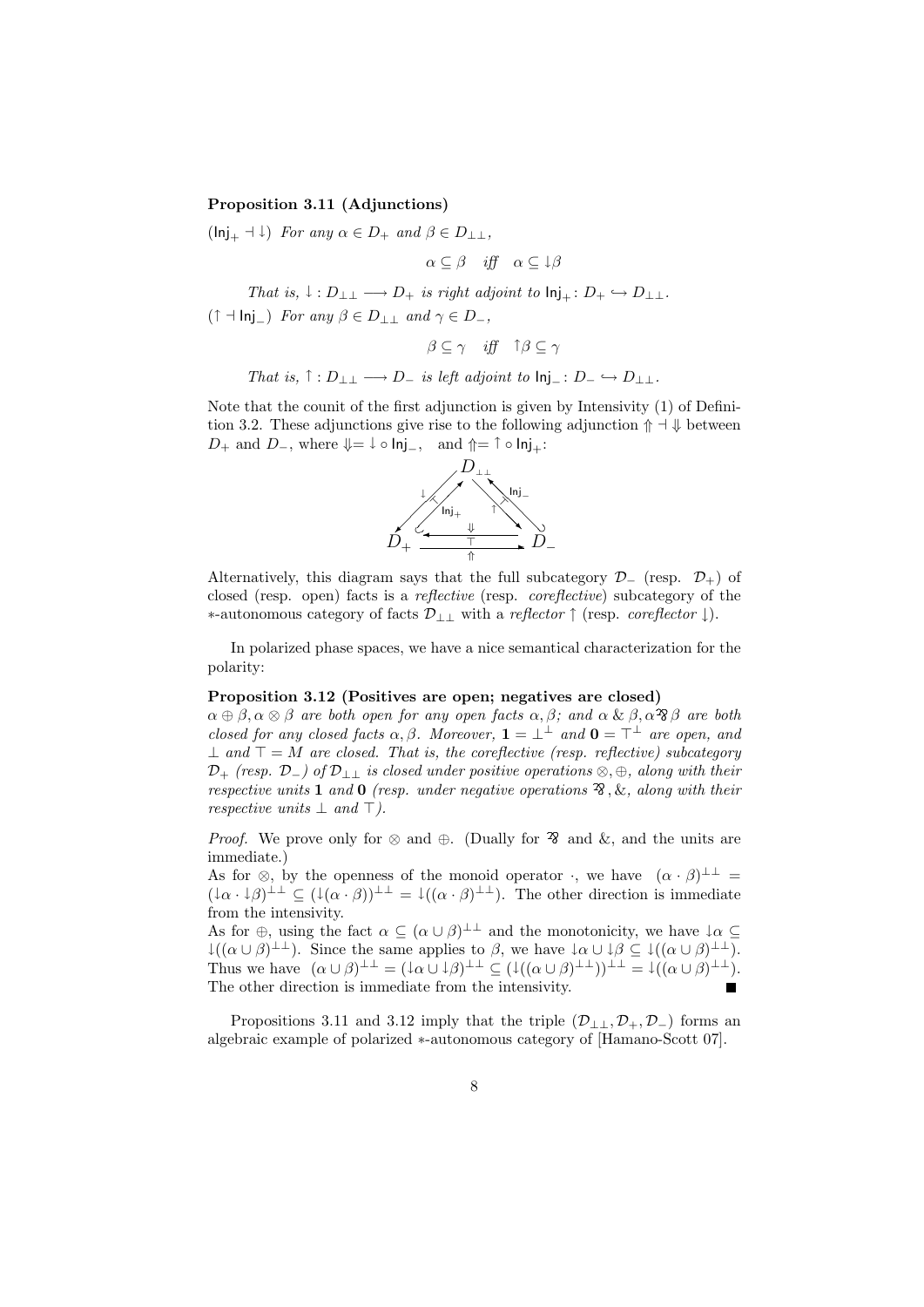**Proposition 3.11 (Adjunctions)**

($\mathsf{Inj}_+ \dashv \downarrow$) *For any* $\alpha \in D_+$ *and* $\beta \in D_{\perp\perp}$,

$$\alpha \subseteq \beta \quad \textit{iff} \quad \alpha \subseteq {\downarrow}\beta$$

*That is,* $\downarrow : D_{\perp\perp} \longrightarrow D_+$ *is right adjoint to* $\mathsf{Inj}_+ \colon D_+ \hookrightarrow D_{\perp\perp}$.

($\uparrow \dashv \mathsf{Inj}_-$) *For any* $\beta \in D_{\perp\perp}$ *and* $\gamma \in D_-$,

$$\beta \subseteq \gamma \quad \textit{iff} \quad {\uparrow}\beta \subseteq \gamma$$

*That is,* $\uparrow : D_{\perp\perp} \longrightarrow D_-$ *is left adjoint to* $\mathsf{Inj}_- \colon D_- \hookrightarrow D_{\perp\perp}$.

Note that the counit of the first adjunction is given by Intensivity (1) of Definition 3.2. These adjunctions give rise to the following adjunction $\Uparrow \dashv \Downarrow$ between $D_+$ and $D_-$, where $\Downarrow = {\downarrow} \circ \mathsf{Inj}_-$, and $\Uparrow = {\uparrow} \circ \mathsf{Inj}_+$:

$$\begin{array}{ccc} & D_{\perp\perp} & \\ {\downarrow} \swarrow \nearrow \mathsf{Inj}_+ & & \mathsf{Inj}_- \nwarrow \searrow {\uparrow} \\ D_+ & \underset{\Uparrow}{\overset{\Downarrow}{\leftrightarrows}} & D_- \end{array}$$

Alternatively, this diagram says that the full subcategory $\mathcal{D}_-$ (resp. $\mathcal{D}_+$) of closed (resp. open) facts is a *reflective* (resp. *coreflective*) subcategory of the $*$-autonomous category of facts $\mathcal{D}_{\perp\perp}$ with a *reflector* $\uparrow$ (resp. *coreflector* $\downarrow$).

In polarized phase spaces, we have a nice semantical characterization for the polarity:

**Proposition 3.12 (Positives are open; negatives are closed)**
*$\alpha \oplus \beta, \alpha \otimes \beta$ are both open for any open facts $\alpha, \beta$; and $\alpha \mathbin{\&} \beta, \alpha \mathbin{⅋} \beta$ are both closed for any closed facts $\alpha, \beta$. Moreover, $\mathbf{1} = \perp^\perp$ and $\mathbf{0} = \top^\perp$ are open, and $\perp$ and $\top = M$ are closed. That is, the coreflective (resp. reflective) subcategory $\mathcal{D}_+$ (resp. $\mathcal{D}_-$) of $\mathcal{D}_{\perp\perp}$ is closed under positive operations $\otimes, \oplus$, along with their respective units $\mathbf{1}$ and $\mathbf{0}$ (resp. under negative operations ⅋, &, along with their respective units $\perp$ and $\top$).*

*Proof.* We prove only for $\otimes$ and $\oplus$. (Dually for ⅋ and &, and the units are immediate.)
As for $\otimes$, by the openness of the monoid operator $\cdot$, we have $(\alpha \cdot \beta)^{\perp\perp} = ({\downarrow}\alpha \cdot {\downarrow}\beta)^{\perp\perp} \subseteq ({\downarrow}(\alpha \cdot \beta))^{\perp\perp} = {\downarrow}((\alpha \cdot \beta)^{\perp\perp})$. The other direction is immediate from the intensivity.
As for $\oplus$, using the fact $\alpha \subseteq (\alpha \cup \beta)^{\perp\perp}$ and the monotonicity, we have ${\downarrow}\alpha \subseteq {\downarrow}((\alpha \cup \beta)^{\perp\perp})$. Since the same applies to $\beta$, we have ${\downarrow}\alpha \cup {\downarrow}\beta \subseteq {\downarrow}((\alpha \cup \beta)^{\perp\perp})$. Thus we have $(\alpha \cup \beta)^{\perp\perp} = ({\downarrow}\alpha \cup {\downarrow}\beta)^{\perp\perp} \subseteq ({\downarrow}((\alpha \cup \beta)^{\perp\perp}))^{\perp\perp} = {\downarrow}((\alpha \cup \beta)^{\perp\perp})$. The other direction is immediate from the intensivity. ∎

Propositions 3.11 and 3.12 imply that the triple $(\mathcal{D}_{\perp\perp}, \mathcal{D}_+, \mathcal{D}_-)$ forms an algebraic example of polarized $*$-autonomous category of [Hamano-Scott 07].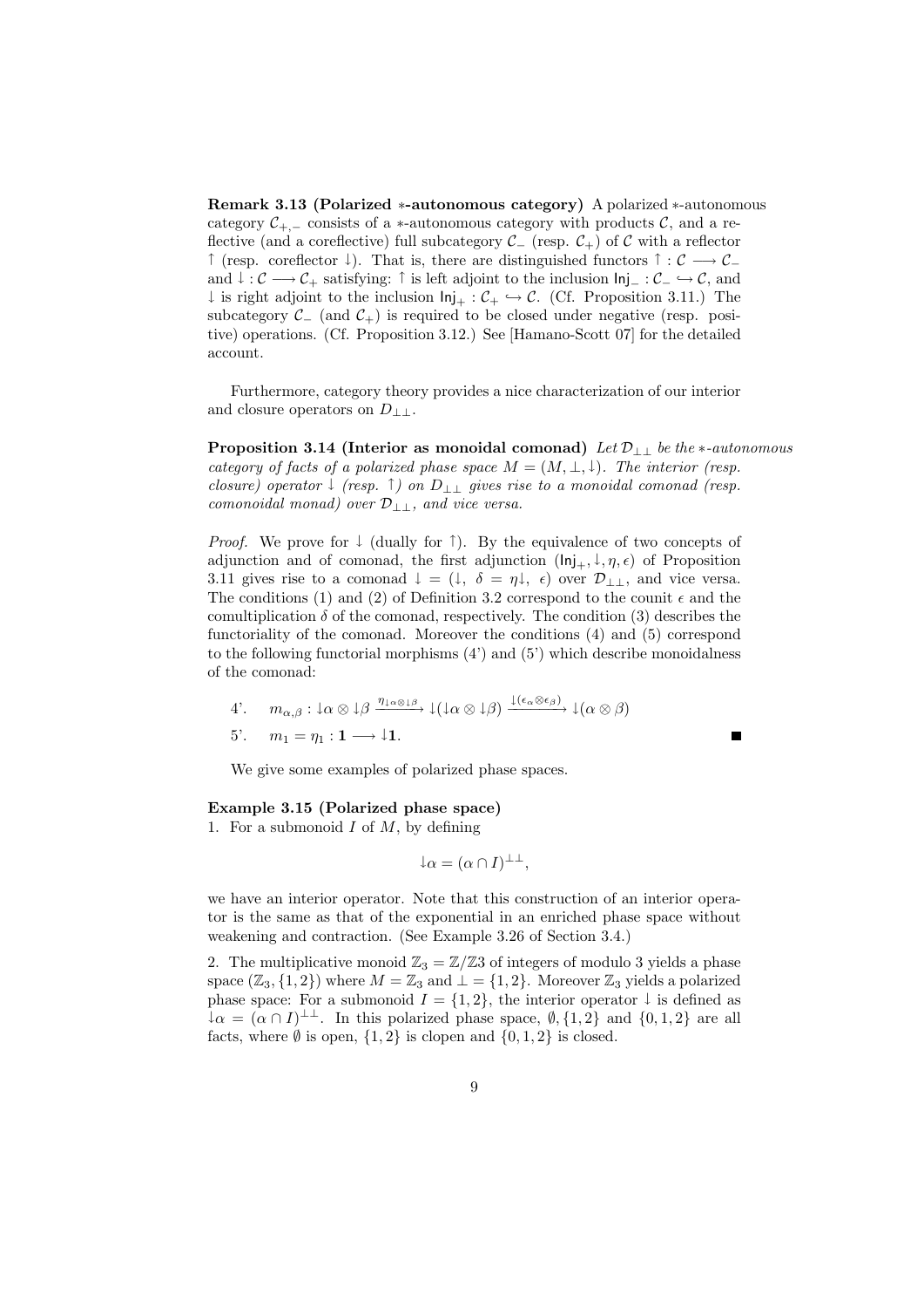**Remark 3.13 (Polarized $*$-autonomous category)** A polarized $*$-autonomous category $\mathcal{C}_{+,-}$ consists of a $*$-autonomous category with products $\mathcal{C}$, and a reflective (and a coreflective) full subcategory $\mathcal{C}_-$ (resp. $\mathcal{C}_+$) of $\mathcal{C}$ with a reflector $\uparrow$ (resp. coreflector $\downarrow$). That is, there are distinguished functors $\uparrow : \mathcal{C} \longrightarrow \mathcal{C}_-$ and $\downarrow : \mathcal{C} \longrightarrow \mathcal{C}_+$ satisfying: $\uparrow$ is left adjoint to the inclusion $\mathsf{Inj}_- : \mathcal{C}_- \hookrightarrow \mathcal{C}$, and $\downarrow$ is right adjoint to the inclusion $\mathsf{Inj}_+ : \mathcal{C}_+ \hookrightarrow \mathcal{C}$. (Cf. Proposition 3.11.) The subcategory $\mathcal{C}_-$ (and $\mathcal{C}_+$) is required to be closed under negative (resp. positive) operations. (Cf. Proposition 3.12.) See [Hamano-Scott 07] for the detailed account.

Furthermore, category theory provides a nice characterization of our interior and closure operators on $D_{\perp\perp}$.

**Proposition 3.14 (Interior as monoidal comonad)** *Let $\mathcal{D}_{\perp\perp}$ be the $*$-autonomous category of facts of a polarized phase space $M = (M, \perp, \downarrow)$. The interior (resp. closure) operator $\downarrow$ (resp. $\uparrow$) on $D_{\perp\perp}$ gives rise to a monoidal comonad (resp. comonoidal monad) over $\mathcal{D}_{\perp\perp}$, and vice versa.*

*Proof.* We prove for $\downarrow$ (dually for $\uparrow$). By the equivalence of two concepts of adjunction and of comonad, the first adjunction $(\mathsf{Inj}_+, \downarrow, \eta, \epsilon)$ of Proposition 3.11 gives rise to a comonad $\downarrow = (\downarrow,\ \delta = \eta\downarrow,\ \epsilon)$ over $\mathcal{D}_{\perp\perp}$, and vice versa. The conditions (1) and (2) of Definition 3.2 correspond to the counit $\epsilon$ and the comultiplication $\delta$ of the comonad, respectively. The condition (3) describes the functoriality of the comonad. Moreover the conditions (4) and (5) correspond to the following functorial morphisms (4') and (5') which describe monoidalness of the comonad:

4'. $\quad m_{\alpha,\beta} : \downarrow\alpha \otimes \downarrow\beta \xrightarrow{\eta_{\downarrow\alpha\otimes\downarrow\beta}} \downarrow(\downarrow\alpha \otimes \downarrow\beta) \xrightarrow{\downarrow(\epsilon_\alpha \otimes \epsilon_\beta)} \downarrow(\alpha \otimes \beta)$

5'. $\quad m_1 = \eta_1 : \mathbf{1} \longrightarrow \downarrow\mathbf{1}$. ∎

We give some examples of polarized phase spaces.

**Example 3.15 (Polarized phase space)**

1. For a submonoid $I$ of $M$, by defining

$$\downarrow\alpha = (\alpha \cap I)^{\perp\perp},$$

we have an interior operator. Note that this construction of an interior operator is the same as that of the exponential in an enriched phase space without weakening and contraction. (See Example 3.26 of Section 3.4.)

2. The multiplicative monoid $\mathbb{Z}_3 = \mathbb{Z}/\mathbb{Z}3$ of integers of modulo 3 yields a phase space $(\mathbb{Z}_3, \{1, 2\})$ where $M = \mathbb{Z}_3$ and $\perp = \{1, 2\}$. Moreover $\mathbb{Z}_3$ yields a polarized phase space: For a submonoid $I = \{1, 2\}$, the interior operator $\downarrow$ is defined as $\downarrow\alpha = (\alpha \cap I)^{\perp\perp}$. In this polarized phase space, $\emptyset, \{1, 2\}$ and $\{0, 1, 2\}$ are all facts, where $\emptyset$ is open, $\{1, 2\}$ is clopen and $\{0, 1, 2\}$ is closed.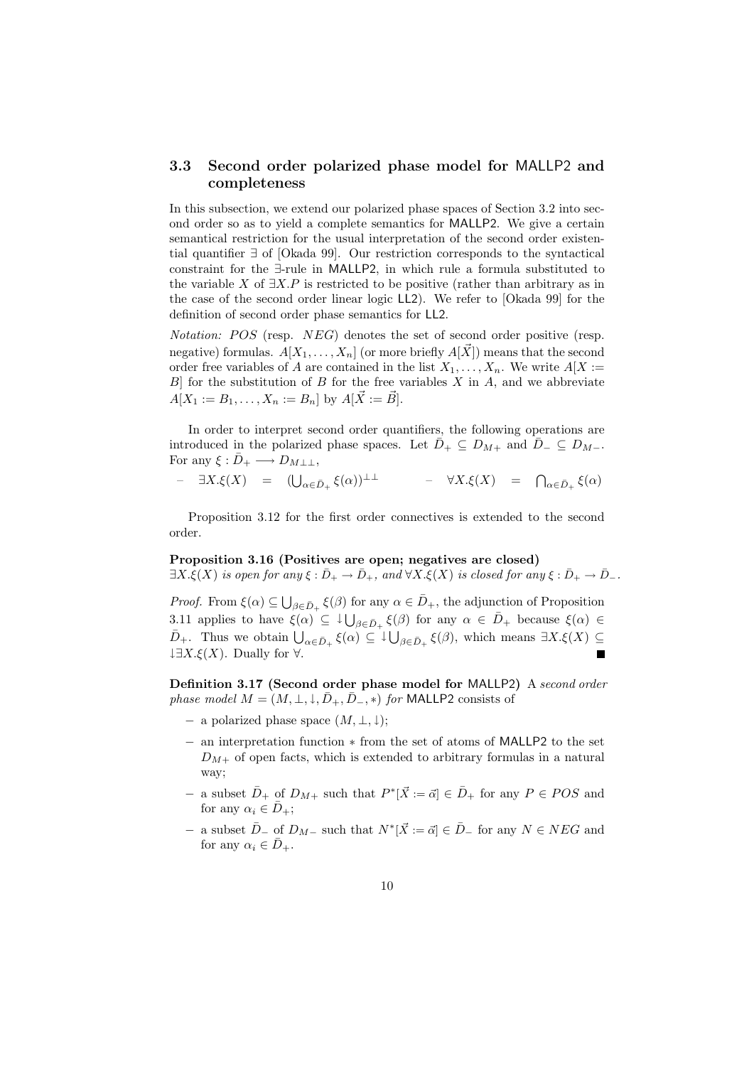### 3.3 Second order polarized phase model for MALLP2 and completeness

In this subsection, we extend our polarized phase spaces of Section 3.2 into second order so as to yield a complete semantics for MALLP2. We give a certain semantical restriction for the usual interpretation of the second order existential quantifier $\exists$ of [Okada 99]. Our restriction corresponds to the syntactical constraint for the $\exists$-rule in MALLP2, in which rule a formula substituted to the variable $X$ of $\exists X.P$ is restricted to be positive (rather than arbitrary as in the case of the second order linear logic LL2). We refer to [Okada 99] for the definition of second order phase semantics for LL2.

*Notation: POS* (resp. *NEG*) denotes the set of second order positive (resp. negative) formulas. $A[X_1, \ldots, X_n]$ (or more briefly $A[\vec{X}]$) means that the second order free variables of $A$ are contained in the list $X_1, \ldots, X_n$. We write $A[X := B]$ for the substitution of $B$ for the free variables $X$ in $A$, and we abbreviate $A[X_1 := B_1, \ldots, X_n := B_n]$ by $A[\vec{X} := \vec{B}]$.

In order to interpret second order quantifiers, the following operations are introduced in the polarized phase spaces. Let $\bar{D}_+ \subseteq D_{M+}$ and $\bar{D}_- \subseteq D_{M-}$. For any $\xi : \bar{D}_+ \longrightarrow D_{M\perp\perp}$,

- $\exists X.\xi(X) = (\bigcup_{\alpha \in \bar{D}_+} \xi(\alpha))^{\perp\perp}$
- $\forall X.\xi(X) = \bigcap_{\alpha \in \bar{D}_+} \xi(\alpha)$

Proposition 3.12 for the first order connectives is extended to the second order.

**Proposition 3.16 (Positives are open; negatives are closed)** *$\exists X.\xi(X)$ is open for any $\xi : \bar{D}_+ \to \bar{D}_+$, and $\forall X.\xi(X)$ is closed for any $\xi : \bar{D}_+ \to \bar{D}_-$.*

*Proof.* From $\xi(\alpha) \subseteq \bigcup_{\beta \in \bar{D}_+} \xi(\beta)$ for any $\alpha \in \bar{D}_+$, the adjunction of Proposition 3.11 applies to have $\xi(\alpha) \subseteq \downarrow\bigcup_{\beta \in \bar{D}_+} \xi(\beta)$ for any $\alpha \in \bar{D}_+$ because $\xi(\alpha) \in \bar{D}_+$. Thus we obtain $\bigcup_{\alpha \in \bar{D}_+} \xi(\alpha) \subseteq \downarrow\bigcup_{\beta \in \bar{D}_+} \xi(\beta)$, which means $\exists X.\xi(X) \subseteq \downarrow\exists X.\xi(X)$. Dually for $\forall$. ∎

**Definition 3.17 (Second order phase model for MALLP2)** A *second order phase model $M = (M, \perp, \downarrow, \bar{D}_+, \bar{D}_-, *)$ for* MALLP2 consists of

- a polarized phase space $(M, \perp, \downarrow)$;
- an interpretation function $*$ from the set of atoms of MALLP2 to the set $D_{M+}$ of open facts, which is extended to arbitrary formulas in a natural way;
- a subset $\bar{D}_+$ of $D_{M+}$ such that $P^*[\vec{X} := \vec{\alpha}] \in \bar{D}_+$ for any $P \in POS$ and for any $\alpha_i \in \bar{D}_+$;
- a subset $\bar{D}_-$ of $D_{M-}$ such that $N^*[\vec{X} := \vec{\alpha}] \in \bar{D}_-$ for any $N \in NEG$ and for any $\alpha_i \in \bar{D}_+$.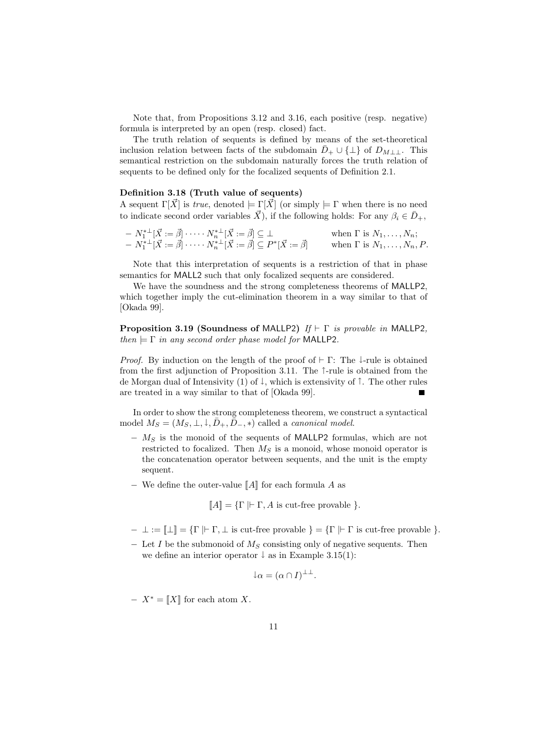Note that, from Propositions 3.12 and 3.16, each positive (resp. negative) formula is interpreted by an open (resp. closed) fact.

The truth relation of sequents is defined by means of the set-theoretical inclusion relation between facts of the subdomain $\bar{D}_+ \cup \{\bot\}$ of $D_{M\bot\bot}$. This semantical restriction on the subdomain naturally forces the truth relation of sequents to be defined only for the focalized sequents of Definition 2.1.

**Definition 3.18 (Truth value of sequents)**
A sequent $\Gamma[\vec{X}]$ is *true*, denoted $\models \Gamma[\vec{X}]$ (or simply $\models \Gamma$ when there is no need to indicate second order variables $\vec{X}$), if the following holds: For any $\beta_i \in \bar{D}_+$,

- $N_1^{*\bot}[\vec{X} := \vec{\beta}] \cdot \cdots \cdot N_n^{*\bot}[\vec{X} := \vec{\beta}] \subseteq \bot$ when $\Gamma$ is $N_1, \ldots, N_n$;
- $N_1^{*\bot}[\vec{X} := \vec{\beta}] \cdot \cdots \cdot N_n^{*\bot}[\vec{X} := \vec{\beta}] \subseteq P^*[\vec{X} := \vec{\beta}]$ when $\Gamma$ is $N_1, \ldots, N_n, P$.

Note that this interpretation of sequents is a restriction of that in phase semantics for MALL2 such that only focalized sequents are considered.

We have the soundness and the strong completeness theorems of MALLP2, which together imply the cut-elimination theorem in a way similar to that of [Okada 99].

**Proposition 3.19 (Soundness of MALLP2)** *If $\vdash \Gamma$ is provable in MALLP2, then $\models \Gamma$ in any second order phase model for MALLP2.*

*Proof.* By induction on the length of the proof of $\vdash \Gamma$: The $\downarrow$-rule is obtained from the first adjunction of Proposition 3.11. The $\uparrow$-rule is obtained from the de Morgan dual of Intensivity (1) of $\downarrow$, which is extensivity of $\uparrow$. The other rules are treated in a way similar to that of [Okada 99]. ∎

In order to show the strong completeness theorem, we construct a syntactical model $M_S = (M_S, \bot, \downarrow, \bar{D}_+, \bar{D}_-, *)$ called a *canonical model*.

- $M_S$ is the monoid of the sequents of MALLP2 formulas, which are not restricted to focalized. Then $M_S$ is a monoid, whose monoid operator is the concatenation operator between sequents, and the unit is the empty sequent.
- We define the outer-value $[\![A]\!]$ for each formula $A$ as

$$[\![A]\!] = \{\Gamma \mid \vdash \Gamma, A \text{ is cut-free provable }\}.$$

- $\bot := [\![\bot]\!] = \{\Gamma \mid \vdash \Gamma, \bot \text{ is cut-free provable }\} = \{\Gamma \mid \vdash \Gamma \text{ is cut-free provable }\}$.
- Let $I$ be the submonoid of $M_S$ consisting only of negative sequents. Then we define an interior operator $\downarrow$ as in Example 3.15(1):

$$\downarrow\alpha = (\alpha \cap I)^{\bot\bot}.$$

- $X^* = [\![X]\!]$ for each atom $X$.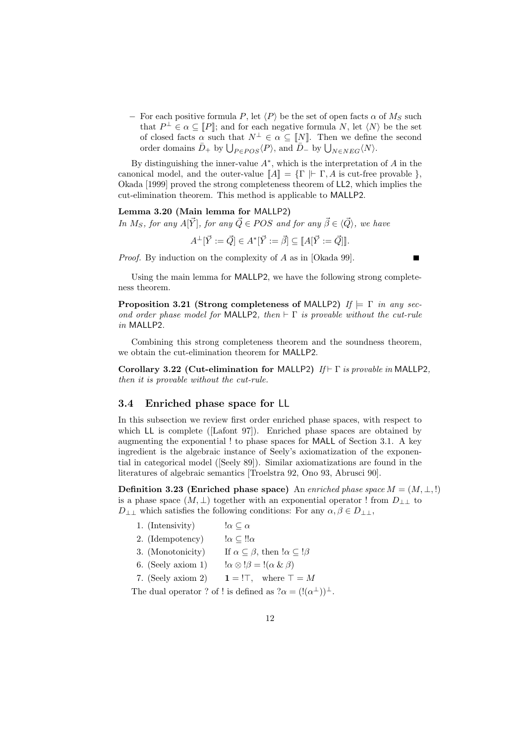– For each positive formula $P$, let $\langle P \rangle$ be the set of open facts $\alpha$ of $M_S$ such that $P^\perp \in \alpha \subseteq [\![P]\!]$; and for each negative formula $N$, let $\langle N \rangle$ be the set of closed facts $\alpha$ such that $N^\perp \in \alpha \subseteq [\![N]\!]$. Then we define the second order domains $\bar{D}_+$ by $\bigcup_{P \in POS} \langle P \rangle$, and $\bar{D}_-$ by $\bigcup_{N \in NEG} \langle N \rangle$.

By distinguishing the inner-value $A^*$, which is the interpretation of $A$ in the canonical model, and the outer-value $[\![A]\!] = \{\Gamma \mid\vdash \Gamma, A \text{ is cut-free provable }\}$, Okada [1999] proved the strong completeness theorem of LL2, which implies the cut-elimination theorem. This method is applicable to MALLP2.

**Lemma 3.20 (Main lemma for MALLP2)**
*In $M_S$, for any $A[\vec{Y}]$, for any $\vec{Q} \in POS$ and for any $\vec{\beta} \in \langle \vec{Q} \rangle$, we have*

$$A^\perp[\vec{Y} := \vec{Q}] \in A^*[\vec{Y} := \vec{\beta}] \subseteq [\![A[\vec{Y} := \vec{Q}]]\!].$$

*Proof.* By induction on the complexity of $A$ as in [Okada 99]. ■

Using the main lemma for MALLP2, we have the following strong completeness theorem.

**Proposition 3.21 (Strong completeness of MALLP2)** *If $\models \Gamma$ in any second order phase model for MALLP2, then $\vdash \Gamma$ is provable without the cut-rule in MALLP2.*

Combining this strong completeness theorem and the soundness theorem, we obtain the cut-elimination theorem for MALLP2.

**Corollary 3.22 (Cut-elimination for MALLP2)** *If $\vdash \Gamma$ is provable in MALLP2, then it is provable without the cut-rule.*

## 3.4 Enriched phase space for LL

In this subsection we review first order enriched phase spaces, with respect to which LL is complete ([Lafont 97]). Enriched phase spaces are obtained by augmenting the exponential ! to phase spaces for MALL of Section 3.1. A key ingredient is the algebraic instance of Seely's axiomatization of the exponential in categorical model ([Seely 89]). Similar axiomatizations are found in the literatures of algebraic semantics [Troelstra 92, Ono 93, Abrusci 90].

**Definition 3.23 (Enriched phase space)** An *enriched phase space* $M = (M, \perp, !)$ is a phase space $(M, \perp)$ together with an exponential operator ! from $D_{\perp\perp}$ to $D_{\perp\perp}$ which satisfies the following conditions: For any $\alpha, \beta \in D_{\perp\perp}$,

1. (Intensivity) $\quad !\alpha \subseteq \alpha$
2. (Idempotency) $\quad !\alpha \subseteq !!\alpha$
3. (Monotonicity) $\quad$ If $\alpha \subseteq \beta$, then $!\alpha \subseteq !\beta$
6. (Seely axiom 1) $\quad !\alpha \otimes !\beta = !(\alpha \,\&\, \beta)$
7. (Seely axiom 2) $\quad \mathbf{1} = !\top, \quad$ where $\top = M$

The dual operator ? of ! is defined as $?\alpha = (!(\alpha^\perp))^\perp$.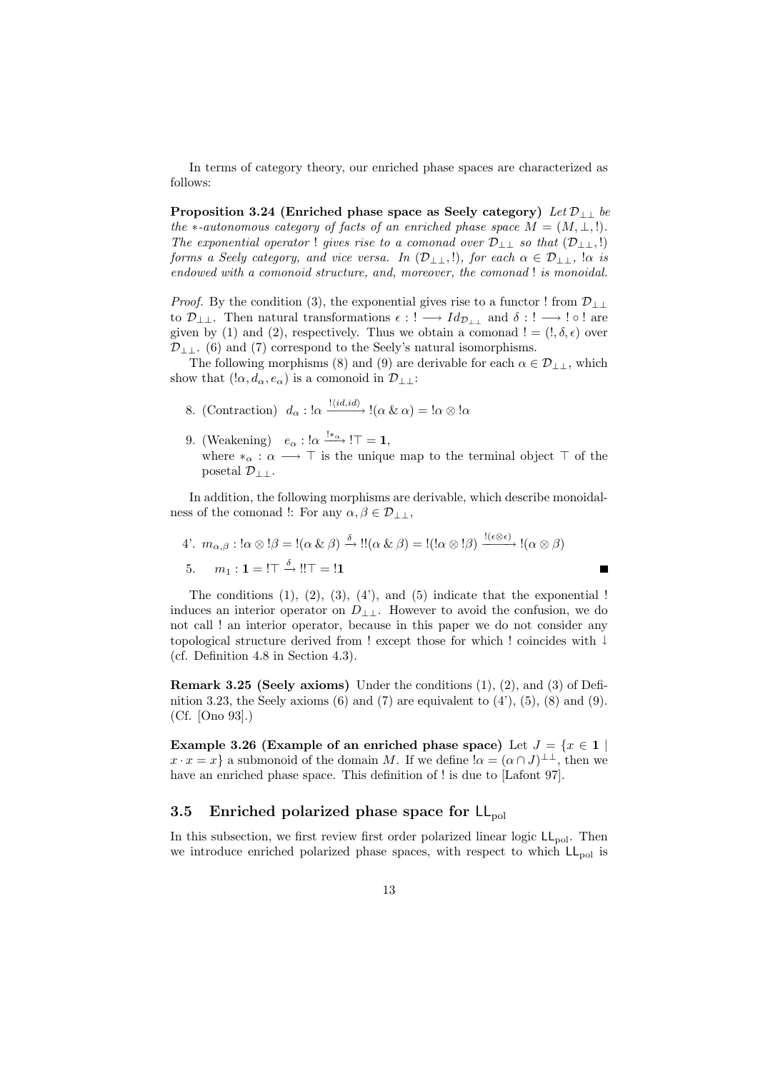In terms of category theory, our enriched phase spaces are characterized as follows:

**Proposition 3.24 (Enriched phase space as Seely category)** *Let $\mathcal{D}_{\perp\perp}$ be the $*$-autonomous category of facts of an enriched phase space $M = (M, \perp, !)$. The exponential operator $!$ gives rise to a comonad over $\mathcal{D}_{\perp\perp}$ so that $(\mathcal{D}_{\perp\perp}, !)$ forms a Seely category, and vice versa. In $(\mathcal{D}_{\perp\perp}, !)$, for each $\alpha \in \mathcal{D}_{\perp\perp}$, $!\alpha$ is endowed with a comonoid structure, and, moreover, the comonad $!$ is monoidal.*

*Proof.* By the condition (3), the exponential gives rise to a functor $!$ from $\mathcal{D}_{\perp\perp}$ to $\mathcal{D}_{\perp\perp}$. Then natural transformations $\epsilon : ! \longrightarrow Id_{\mathcal{D}_{\perp\perp}}$ and $\delta : ! \longrightarrow ! \circ !$ are given by (1) and (2), respectively. Thus we obtain a comonad $! = (!, \delta, \epsilon)$ over $\mathcal{D}_{\perp\perp}$. (6) and (7) correspond to the Seely's natural isomorphisms.

The following morphisms (8) and (9) are derivable for each $\alpha \in \mathcal{D}_{\perp\perp}$, which show that $(!\alpha, d_\alpha, e_\alpha)$ is a comonoid in $\mathcal{D}_{\perp\perp}$:

8. (Contraction) $d_\alpha : !\alpha \xrightarrow{!\langle id, id\rangle} !(\alpha \,\&\, \alpha) = !\alpha \otimes !\alpha$

9. (Weakening) $e_\alpha : !\alpha \xrightarrow{!*_\alpha} !\top = \mathbf{1}$,
   where $*_\alpha : \alpha \longrightarrow \top$ is the unique map to the terminal object $\top$ of the posetal $\mathcal{D}_{\perp\perp}$.

In addition, the following morphisms are derivable, which describe monoidalness of the comonad $!$: For any $\alpha, \beta \in \mathcal{D}_{\perp\perp}$,

4'. $m_{\alpha,\beta} : !\alpha \otimes !\beta = !(\alpha \,\&\, \beta) \xrightarrow{\delta} !!(\alpha \,\&\, \beta) = !(!\alpha \otimes !\beta) \xrightarrow{!(\epsilon \otimes \epsilon)} !(\alpha \otimes \beta)$

5. $m_{\mathbf{1}} : \mathbf{1} = !\top \xrightarrow{\delta} !!\top = !\mathbf{1}$ ∎

The conditions (1), (2), (3), (4'), and (5) indicate that the exponential $!$ induces an interior operator on $D_{\perp\perp}$. However to avoid the confusion, we do not call $!$ an interior operator, because in this paper we do not consider any topological structure derived from $!$ except those for which $!$ coincides with $\downarrow$ (cf. Definition 4.8 in Section 4.3).

**Remark 3.25 (Seely axioms)** Under the conditions (1), (2), and (3) of Definition 3.23, the Seely axioms (6) and (7) are equivalent to (4'), (5), (8) and (9). (Cf. [Ono 93].)

**Example 3.26 (Example of an enriched phase space)** Let $J = \{x \in \mathbf{1} \mid x \cdot x = x\}$ a submonoid of the domain $M$. If we define $!\alpha = (\alpha \cap J)^{\perp\perp}$, then we have an enriched phase space. This definition of $!$ is due to [Lafont 97].

### 3.5 Enriched polarized phase space for $\mathsf{LL}_{\mathrm{pol}}$

In this subsection, we first review first order polarized linear logic $\mathsf{LL}_{\mathrm{pol}}$. Then we introduce enriched polarized phase spaces, with respect to which $\mathsf{LL}_{\mathrm{pol}}$ is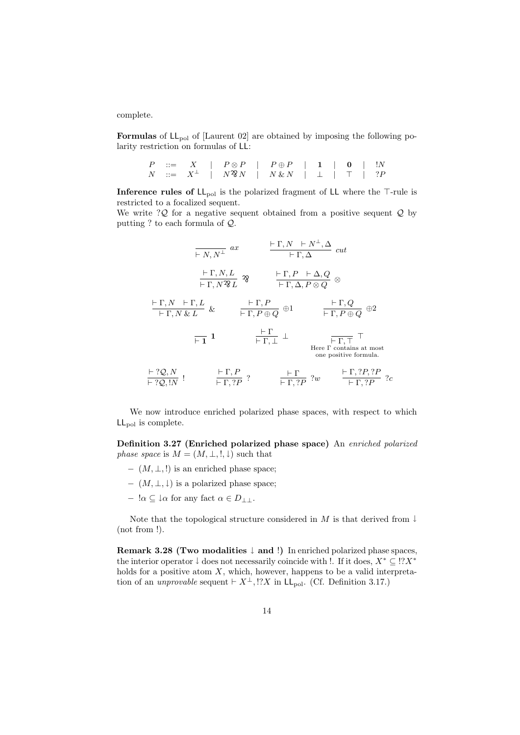complete.

**Formulas** of $\mathsf{LL}_{\mathrm{pol}}$ of [Laurent 02] are obtained by imposing the following polarity restriction on formulas of $\mathsf{LL}$:

$$
\begin{array}{llllllllllllll}
P & ::= & X & | & P \otimes P & | & P \oplus P & | & \mathbf{1} & | & \mathbf{0} & | & !N \\
N & ::= & X^{\perp} & | & N ⅋ N & | & N \,\&\, N & | & \perp & | & \top & | & ?P
\end{array}
$$

**Inference rules of** $\mathsf{LL}_{\mathrm{pol}}$ is the polarized fragment of $\mathsf{LL}$ where the $\top$-rule is restricted to a focalized sequent.

We write $?\mathcal{Q}$ for a negative sequent obtained from a positive sequent $\mathcal{Q}$ by putting ? to each formula of $\mathcal{Q}$.

$$
\frac{}{\vdash N, N^{\perp}}\ ax \qquad \frac{\vdash \Gamma, N \quad \vdash N^{\perp}, \Delta}{\vdash \Gamma, \Delta}\ cut
$$

$$
\frac{\vdash \Gamma, N, L}{\vdash \Gamma, N ⅋ L}\ ⅋ \qquad \frac{\vdash \Gamma, P \quad \vdash \Delta, Q}{\vdash \Gamma, \Delta, P \otimes Q}\ \otimes
$$

$$
\frac{\vdash \Gamma, N \quad \vdash \Gamma, L}{\vdash \Gamma, N \,\&\, L}\ \& \qquad \frac{\vdash \Gamma, P}{\vdash \Gamma, P \oplus Q}\ \oplus 1 \qquad \frac{\vdash \Gamma, Q}{\vdash \Gamma, P \oplus Q}\ \oplus 2
$$

$$
\frac{}{\vdash \mathbf{1}}\ \mathbf{1} \qquad \frac{\vdash \Gamma}{\vdash \Gamma, \perp}\ \perp \qquad \frac{}{\vdash \Gamma, \top}\ \top
$$

Here $\Gamma$ contains at most one positive formula.

$$
\frac{\vdash ?\mathcal{Q}, N}{\vdash ?\mathcal{Q}, !N}\ ! \qquad \frac{\vdash \Gamma, P}{\vdash \Gamma, ?P}\ ? \qquad \frac{\vdash \Gamma}{\vdash \Gamma, ?P}\ ?w \qquad \frac{\vdash \Gamma, ?P, ?P}{\vdash \Gamma, ?P}\ ?c
$$

We now introduce enriched polarized phase spaces, with respect to which $\mathsf{LL}_{\mathrm{pol}}$ is complete.

**Definition 3.27 (Enriched polarized phase space)** An *enriched polarized phase space* is $M = (M, \perp, !, \downarrow)$ such that

- $(M, \perp, !)$ is an enriched phase space;
- $(M, \perp, \downarrow)$ is a polarized phase space;
- $!\alpha \subseteq \downarrow\alpha$ for any fact $\alpha \in D_{\perp\perp}$.

Note that the topological structure considered in $M$ is that derived from $\downarrow$ (not from !).

**Remark 3.28 (Two modalities $\downarrow$ and !)** In enriched polarized phase spaces, the interior operator $\downarrow$ does not necessarily coincide with !. If it does, $X^* \subseteq !?X^*$ holds for a positive atom $X$, which, however, happens to be a valid interpretation of an *unprovable* sequent $\vdash X^{\perp}, !?X$ in $\mathsf{LL}_{\mathrm{pol}}$. (Cf. Definition 3.17.)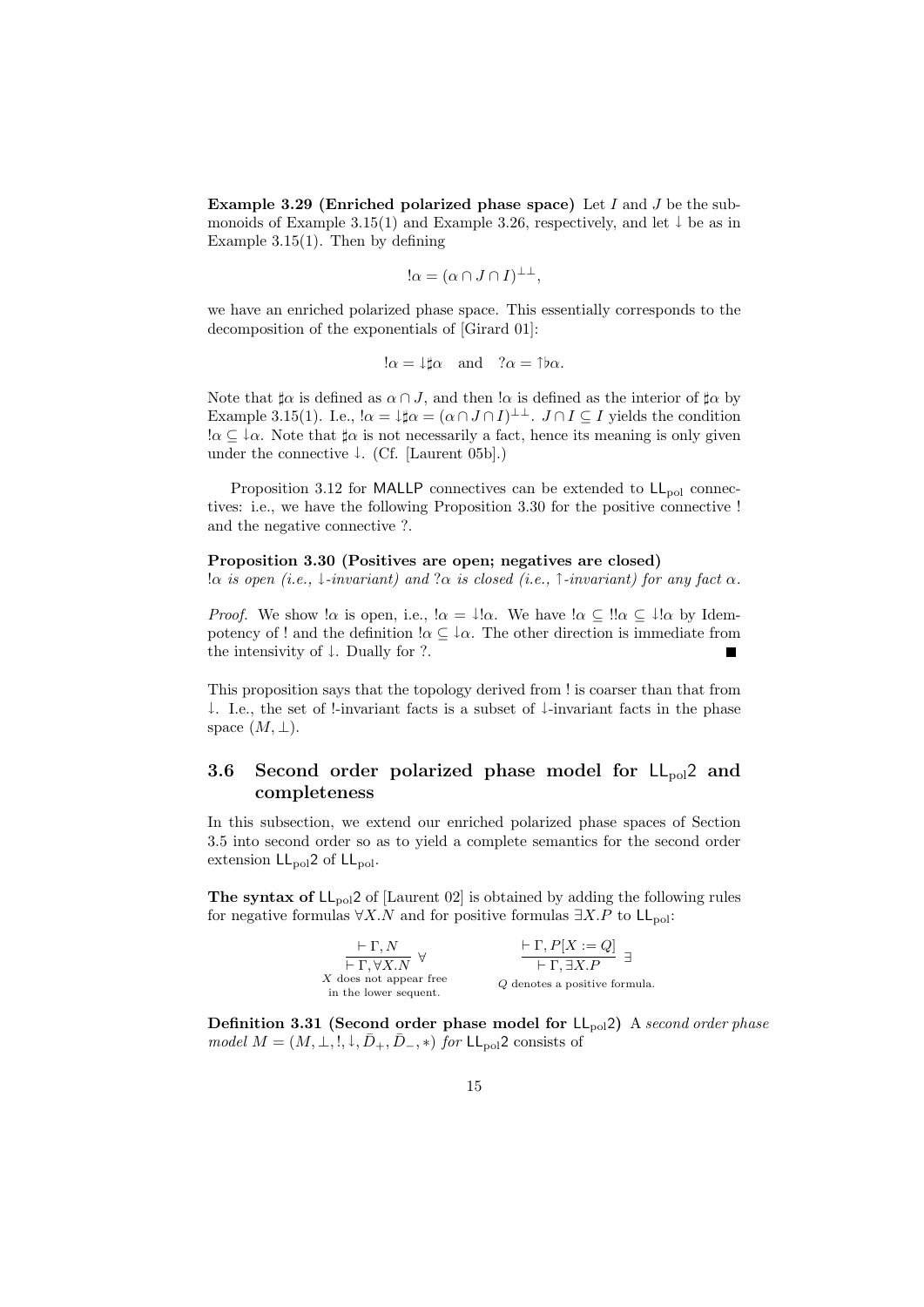**Example 3.29 (Enriched polarized phase space)** Let $I$ and $J$ be the submonoids of Example 3.15(1) and Example 3.26, respectively, and let $\downarrow$ be as in Example 3.15(1). Then by defining

$$!\alpha = (\alpha \cap J \cap I)^{\perp\perp},$$

we have an enriched polarized phase space. This essentially corresponds to the decomposition of the exponentials of [Girard 01]:

$$!\alpha = \downarrow\sharp\alpha \quad \text{and} \quad ?\alpha = \uparrow\flat\alpha.$$

Note that $\sharp\alpha$ is defined as $\alpha \cap J$, and then $!\alpha$ is defined as the interior of $\sharp\alpha$ by Example 3.15(1). I.e., $!\alpha = \downarrow\sharp\alpha = (\alpha \cap J \cap I)^{\perp\perp}$. $J \cap I \subseteq I$ yields the condition $!\alpha \subseteq \downarrow\alpha$. Note that $\sharp\alpha$ is not necessarily a fact, hence its meaning is only given under the connective $\downarrow$. (Cf. [Laurent 05b].)

Proposition 3.12 for MALLP connectives can be extended to $\mathsf{LL}_{\mathrm{pol}}$ connectives: i.e., we have the following Proposition 3.30 for the positive connective ! and the negative connective ?.

**Proposition 3.30 (Positives are open; negatives are closed)**
*$!\alpha$ is open (i.e., $\downarrow$-invariant) and $?\alpha$ is closed (i.e., $\uparrow$-invariant) for any fact $\alpha$.*

*Proof.* We show $!\alpha$ is open, i.e., $!\alpha = \downarrow!\alpha$. We have $!\alpha \subseteq !!\alpha \subseteq \downarrow!\alpha$ by Idempotency of ! and the definition $!\alpha \subseteq \downarrow\alpha$. The other direction is immediate from the intensivity of $\downarrow$. Dually for ?. ■

This proposition says that the topology derived from ! is coarser than that from $\downarrow$. I.e., the set of !-invariant facts is a subset of $\downarrow$-invariant facts in the phase space $(M, \perp)$.

## 3.6 Second order polarized phase model for $\mathsf{LL}_{\mathrm{pol}}2$ and completeness

In this subsection, we extend our enriched polarized phase spaces of Section 3.5 into second order so as to yield a complete semantics for the second order extension $\mathsf{LL}_{\mathrm{pol}}2$ of $\mathsf{LL}_{\mathrm{pol}}$.

**The syntax of** $\mathsf{LL}_{\mathrm{pol}}2$ of [Laurent 02] is obtained by adding the following rules for negative formulas $\forall X.N$ and for positive formulas $\exists X.P$ to $\mathsf{LL}_{\mathrm{pol}}$:

$$\frac{\vdash \Gamma, N}{\vdash \Gamma, \forall X.N}\ \forall \qquad\qquad \frac{\vdash \Gamma, P[X := Q]}{\vdash \Gamma, \exists X.P}\ \exists$$

$X$ does not appear free in the lower sequent. $\qquad$ $Q$ denotes a positive formula.

**Definition 3.31 (Second order phase model for $\mathsf{LL}_{\mathrm{pol}}2$)** *A second order phase model $M = (M, \perp, !, \downarrow, \bar{D}_+, \bar{D}_-, *)$ for* $\mathsf{LL}_{\mathrm{pol}}2$ consists of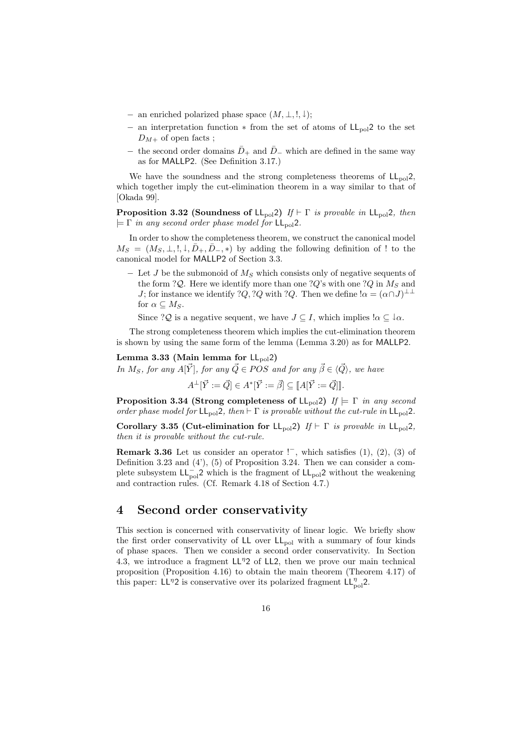- an enriched polarized phase space $(M, \perp, !, \downarrow)$;
- an interpretation function $*$ from the set of atoms of $\mathsf{LL}_{\mathrm{pol}}2$ to the set $D_{M+}$ of open facts ;
- the second order domains $\bar{D}_+$ and $\bar{D}_-$ which are defined in the same way as for MALLP2. (See Definition 3.17.)

We have the soundness and the strong completeness theorems of $\mathsf{LL}_{\mathrm{pol}}2$, which together imply the cut-elimination theorem in a way similar to that of [Okada 99].

**Proposition 3.32 (Soundness of $\mathsf{LL}_{\mathrm{pol}}2$)** *If $\vdash \Gamma$ is provable in $\mathsf{LL}_{\mathrm{pol}}2$, then $\models \Gamma$ in any second order phase model for $\mathsf{LL}_{\mathrm{pol}}2$.*

In order to show the completeness theorem, we construct the canonical model $M_S = (M_S, \perp, !, \downarrow, \bar{D}_+, \bar{D}_-, *)$ by adding the following definition of ! to the canonical model for MALLP2 of Section 3.3.

- Let $J$ be the submonoid of $M_S$ which consists only of negative sequents of the form $?\mathcal{Q}$. Here we identify more than one $?Q$'s with one $?Q$ in $M_S$ and $J$; for instance we identify $?Q, ?Q$ with $?Q$. Then we define $!\alpha = (\alpha \cap J)^{\perp\perp}$ for $\alpha \subseteq M_S$.

  Since $?\mathcal{Q}$ is a negative sequent, we have $J \subseteq I$, which implies $!\alpha \subseteq \downarrow\alpha$.

The strong completeness theorem which implies the cut-elimination theorem is shown by using the same form of the lemma (Lemma 3.20) as for MALLP2.

**Lemma 3.33 (Main lemma for $\mathsf{LL}_{\mathrm{pol}}2$)**
*In $M_S$, for any $A[\vec{Y}]$, for any $\vec{Q} \in POS$ and for any $\vec{\beta} \in \langle \vec{Q} \rangle$, we have*

$$A^{\perp}[\vec{Y} := \vec{Q}] \in A^*[\vec{Y} := \vec{\beta}] \subseteq [\![A[\vec{Y} := \vec{Q}]]\!].$$

**Proposition 3.34 (Strong completeness of $\mathsf{LL}_{\mathrm{pol}}2$)** *If $\models \Gamma$ in any second order phase model for $\mathsf{LL}_{\mathrm{pol}}2$, then $\vdash \Gamma$ is provable without the cut-rule in $\mathsf{LL}_{\mathrm{pol}}2$.*

**Corollary 3.35 (Cut-elimination for $\mathsf{LL}_{\mathrm{pol}}2$)** *If $\vdash \Gamma$ is provable in $\mathsf{LL}_{\mathrm{pol}}2$, then it is provable without the cut-rule.*

**Remark 3.36** Let us consider an operator $!^-$, which satisfies (1), (2), (3) of Definition 3.23 and (4'), (5) of Proposition 3.24. Then we can consider a complete subsystem $\mathsf{LL}^-_{\mathrm{pol}}2$ which is the fragment of $\mathsf{LL}_{\mathrm{pol}}2$ without the weakening and contraction rules. (Cf. Remark 4.18 of Section 4.7.)

# 4 Second order conservativity

This section is concerned with conservativity of linear logic. We briefly show the first order conservativity of LL over $\mathsf{LL}_{\mathrm{pol}}$ with a summary of four kinds of phase spaces. Then we consider a second order conservativity. In Section 4.3, we introduce a fragment $\mathsf{LL}^{\eta}2$ of LL2, then we prove our main technical proposition (Proposition 4.16) to obtain the main theorem (Theorem 4.17) of this paper: $\mathsf{LL}^{\eta}2$ is conservative over its polarized fragment $\mathsf{LL}^{\eta}_{\mathrm{pol}}2$.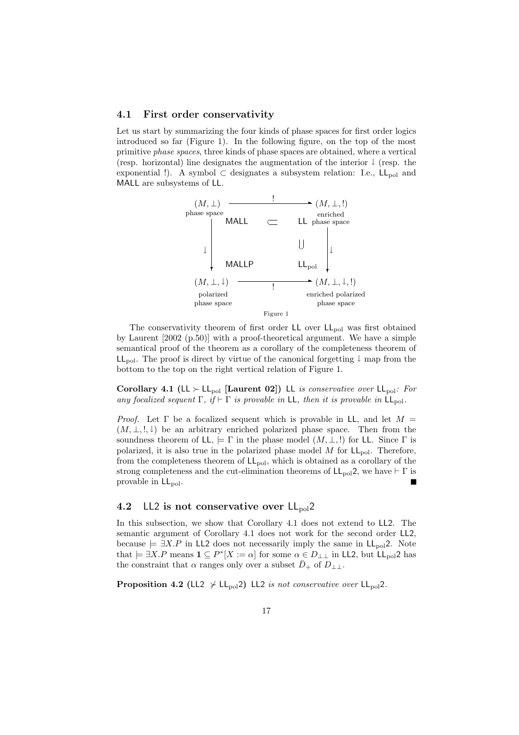### 4.1 First order conservativity

Let us start by summarizing the four kinds of phase spaces for first order logics introduced so far (Figure 1). In the following figure, on the top of the most primitive *phase spaces*, three kinds of phase spaces are obtained, where a vertical (resp. horizontal) line designates the augmentation of the interior $\downarrow$ (resp. the exponential !). A symbol $\subset$ designates a subsystem relation: I.e., $\mathsf{LL}_{\mathrm{pol}}$ and $\mathsf{MALL}$ are subsystems of $\mathsf{LL}$.

$$
\begin{array}{ccccc}
(M,\bot) & \xrightarrow{\quad ! \quad} & & & (M,\bot,!) \\
\text{phase space} & \mathsf{MALL} & \subset & \mathsf{LL} & \text{enriched phase space} \\
\downarrow & & & \cup & \downarrow \\
 & \mathsf{MALLP} & & \mathsf{LL}_{\mathrm{pol}} & \\
(M,\bot,\downarrow) & \xrightarrow{\quad ! \quad} & & & (M,\bot,\downarrow,!) \\
\text{polarized phase space} & & & & \text{enriched polarized phase space}
\end{array}
$$

Figure 1

The conservativity theorem of first order $\mathsf{LL}$ over $\mathsf{LL}_{\mathrm{pol}}$ was first obtained by Laurent [2002 (p.50)] with a proof-theoretical argument. We have a simple semantical proof of the theorem as a corollary of the completeness theorem of $\mathsf{LL}_{\mathrm{pol}}$. The proof is direct by virtue of the canonical forgetting $\downarrow$ map from the bottom to the top on the right vertical relation of Figure 1.

**Corollary 4.1** ($\mathsf{LL} \succ \mathsf{LL}_{\mathrm{pol}}$ **[Laurent 02]**) *$\mathsf{LL}$ is conservative over $\mathsf{LL}_{\mathrm{pol}}$: For any focalized sequent $\Gamma$, if $\vdash \Gamma$ is provable in $\mathsf{LL}$, then it is provable in $\mathsf{LL}_{\mathrm{pol}}$.*

*Proof.* Let $\Gamma$ be a focalized sequent which is provable in $\mathsf{LL}$, and let $M = (M,\bot,!,\downarrow)$ be an arbitrary enriched polarized phase space. Then from the soundness theorem of $\mathsf{LL}$, $\models \Gamma$ in the phase model $(M,\bot,!)$ for $\mathsf{LL}$. Since $\Gamma$ is polarized, it is also true in the polarized phase model $M$ for $\mathsf{LL}_{\mathrm{pol}}$. Therefore, from the completeness theorem of $\mathsf{LL}_{\mathrm{pol}}$, which is obtained as a corollary of the strong completeness and the cut-elimination theorems of $\mathsf{LL}_{\mathrm{pol}}2$, we have $\vdash \Gamma$ is provable in $\mathsf{LL}_{\mathrm{pol}}$. ■

### 4.2 $\mathsf{LL}2$ is not conservative over $\mathsf{LL}_{\mathrm{pol}}2$

In this subsection, we show that Corollary 4.1 does not extend to $\mathsf{LL}2$. The semantic argument of Corollary 4.1 does not work for the second order $\mathsf{LL}2$, because $\models \exists X.P$ in $\mathsf{LL}2$ does not necessarily imply the same in $\mathsf{LL}_{\mathrm{pol}}2$. Note that $\models \exists X.P$ means $\mathbf{1} \subseteq P^*[X := \alpha]$ for some $\alpha \in D_{\bot\bot}$ in $\mathsf{LL}2$, but $\mathsf{LL}_{\mathrm{pol}}2$ has the constraint that $\alpha$ ranges only over a subset $\bar{D}_+$ of $D_{\bot\bot}$.

**Proposition 4.2** ($\mathsf{LL}2 \not\succ \mathsf{LL}_{\mathrm{pol}}2$) *$\mathsf{LL}2$ is not conservative over $\mathsf{LL}_{\mathrm{pol}}2$.*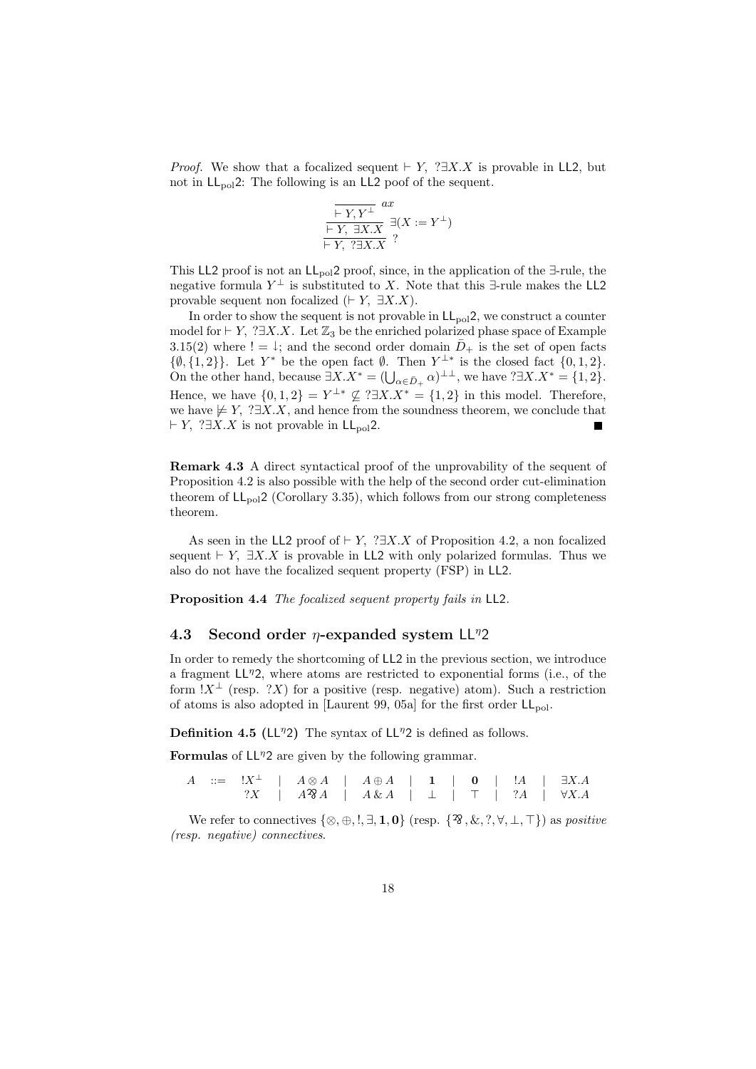*Proof.* We show that a focalized sequent $\vdash Y,\ ?\exists X.X$ is provable in LL2, but not in $\mathsf{LL}_{\mathrm{pol}}2$: The following is an LL2 poof of the sequent.

$$\dfrac{\dfrac{\dfrac{}{\vdash Y, Y^{\perp}}\ ax}{\vdash Y,\ \exists X.X}\ \exists(X := Y^{\perp})}{\vdash Y,\ ?\exists X.X}\ ?$$

This LL2 proof is not an $\mathsf{LL}_{\mathrm{pol}}2$ proof, since, in the application of the $\exists$-rule, the negative formula $Y^{\perp}$ is substituted to $X$. Note that this $\exists$-rule makes the LL2 provable sequent non focalized ($\vdash Y,\ \exists X.X$).

In order to show the sequent is not provable in $\mathsf{LL}_{\mathrm{pol}}2$, we construct a counter model for $\vdash Y,\ ?\exists X.X$. Let $\mathbb{Z}_3$ be the enriched polarized phase space of Example 3.15(2) where $! = \downarrow$; and the second order domain $\bar{D}_+$ is the set of open facts $\{\emptyset, \{1,2\}\}$. Let $Y^*$ be the open fact $\emptyset$. Then $Y^{\perp *}$ is the closed fact $\{0,1,2\}$. On the other hand, because $\exists X.X^* = (\bigcup_{\alpha \in \bar{D}_+} \alpha)^{\perp\perp}$, we have $?\exists X.X^* = \{1,2\}$. Hence, we have $\{0,1,2\} = Y^{\perp *} \not\subseteq\ ?\exists X.X^* = \{1,2\}$ in this model. Therefore, we have $\not\models Y,\ ?\exists X.X$, and hence from the soundness theorem, we conclude that $\vdash Y,\ ?\exists X.X$ is not provable in $\mathsf{LL}_{\mathrm{pol}}2$. ■

**Remark 4.3** A direct syntactical proof of the unprovability of the sequent of Proposition 4.2 is also possible with the help of the second order cut-elimination theorem of $\mathsf{LL}_{\mathrm{pol}}2$ (Corollary 3.35), which follows from our strong completeness theorem.

As seen in the LL2 proof of $\vdash Y,\ ?\exists X.X$ of Proposition 4.2, a non focalized sequent $\vdash Y,\ \exists X.X$ is provable in LL2 with only polarized formulas. Thus we also do not have the focalized sequent property (FSP) in LL2.

**Proposition 4.4** *The focalized sequent property fails in* LL2*.*

## 4.3 Second order $\eta$-expanded system $\mathsf{LL}^{\eta}2$

In order to remedy the shortcoming of LL2 in the previous section, we introduce a fragment $\mathsf{LL}^{\eta}2$, where atoms are restricted to exponential forms (i.e., of the form $!X^{\perp}$ (resp. $?X$) for a positive (resp. negative) atom). Such a restriction of atoms is also adopted in [Laurent 99, 05a] for the first order $\mathsf{LL}_{\mathrm{pol}}$.

**Definition 4.5** ($\mathsf{LL}^{\eta}2$) The syntax of $\mathsf{LL}^{\eta}2$ is defined as follows.

**Formulas** of $\mathsf{LL}^{\eta}2$ are given by the following grammar.

$$\begin{array}{rclllllll} A & ::= & !X^{\perp} & \mid\ A \otimes A & \mid\ A \oplus A & \mid\ \mathbf{1} & \mid\ \mathbf{0} & \mid\ !A & \mid\ \exists X.A \\ & & ?X & \mid\ A \parr A & \mid\ A \,\&\, A & \mid\ \perp & \mid\ \top & \mid\ ?A & \mid\ \forall X.A \end{array}$$

We refer to connectives $\{\otimes, \oplus, !, \exists, \mathbf{1}, \mathbf{0}\}$ (resp. $\{\parr, \&, ?, \forall, \perp, \top\}$) as *positive (resp. negative) connectives*.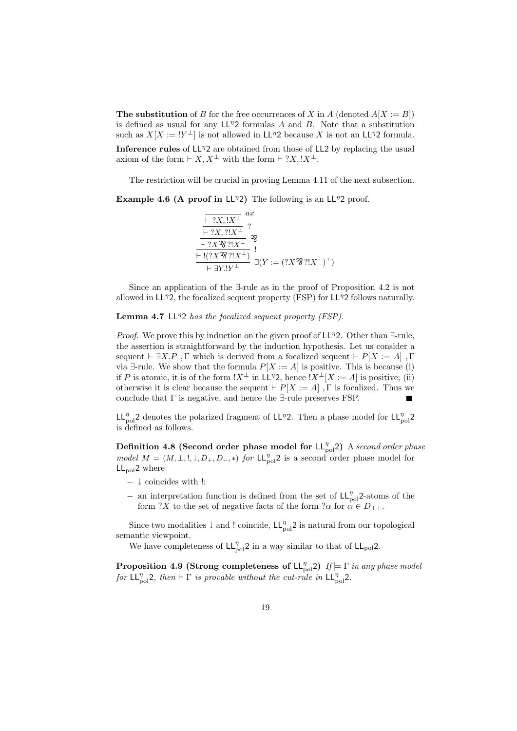**The substitution** of $B$ for the free occurrences of $X$ in $A$ (denoted $A[X := B]$) is defined as usual for any $\mathsf{LL}^\eta 2$ formulas $A$ and $B$. Note that a substitution such as $X[X := !Y^\perp]$ is not allowed in $\mathsf{LL}^\eta 2$ because $X$ is not an $\mathsf{LL}^\eta 2$ formula.

**Inference rules** of $\mathsf{LL}^\eta 2$ are obtained from those of $\mathsf{LL2}$ by replacing the usual axiom of the form $\vdash X, X^\perp$ with the form $\vdash ?X, !X^\perp$.

The restriction will be crucial in proving Lemma 4.11 of the next subsection.

**Example 4.6 (A proof in $\mathsf{LL}^\eta 2$)** The following is an $\mathsf{LL}^\eta 2$ proof.

$$\dfrac{\dfrac{\dfrac{\dfrac{\dfrac{}{\vdash ?X, !X^\perp}\ ax}{\vdash ?X, ?!X^\perp}\ ?}{\vdash ?X \mathbin{⅋} ?!X^\perp}\ ⅋}{\vdash !(?X \mathbin{⅋} ?!X^\perp)}\ !}{\vdash \exists Y.!Y^\perp}\ \exists(Y := (?X \mathbin{⅋} ?!X^\perp)^\perp)$$

Since an application of the $\exists$-rule as in the proof of Proposition 4.2 is not allowed in $\mathsf{LL}^\eta 2$, the focalized sequent property (FSP) for $\mathsf{LL}^\eta 2$ follows naturally.

**Lemma 4.7** *$\mathsf{LL}^\eta 2$ has the focalized sequent property (FSP).*

*Proof.* We prove this by induction on the given proof of $\mathsf{LL}^\eta 2$. Other than $\exists$-rule, the assertion is straightforward by the induction hypothesis. Let us consider a sequent $\vdash \exists X.P\ , \Gamma$ which is derived from a focalized sequent $\vdash P[X := A]\ , \Gamma$ via $\exists$-rule. We show that the formula $P[X := A]$ is positive. This is because (i) if $P$ is atomic, it is of the form $!X^\perp$ in $\mathsf{LL}^\eta 2$, hence $!X^\perp[X := A]$ is positive; (ii) otherwise it is clear because the sequent $\vdash P[X := A]\ , \Gamma$ is focalized. Thus we conclude that $\Gamma$ is negative, and hence the $\exists$-rule preserves FSP. ∎

$\mathsf{LL}^\eta_{\mathrm{pol}} 2$ denotes the polarized fragment of $\mathsf{LL}^\eta 2$. Then a phase model for $\mathsf{LL}^\eta_{\mathrm{pol}} 2$ is defined as follows.

**Definition 4.8 (Second order phase model for $\mathsf{LL}^\eta_{\mathrm{pol}} 2$)** *A second order phase model $M = (M, \perp, !, \downarrow, \bar{D}_+, \bar{D}_-, *)$ for $\mathsf{LL}^\eta_{\mathrm{pol}} 2$ is a second order phase model for $\mathsf{LL}_{\mathrm{pol}} 2$ where*

- $\downarrow$ coincides with $!$;
- an interpretation function is defined from the set of $\mathsf{LL}^\eta_{\mathrm{pol}} 2$-atoms of the form $?X$ to the set of negative facts of the form $?\alpha$ for $\alpha \in D_{\perp\perp}$.

Since two modalities $\downarrow$ and $!$ coincide, $\mathsf{LL}^\eta_{\mathrm{pol}} 2$ is natural from our topological semantic viewpoint.

We have completeness of $\mathsf{LL}^\eta_{\mathrm{pol}} 2$ in a way similar to that of $\mathsf{LL}_{\mathrm{pol}} 2$.

**Proposition 4.9 (Strong completeness of $\mathsf{LL}^\eta_{\mathrm{pol}} 2$)** *If $\models \Gamma$ in any phase model for $\mathsf{LL}^\eta_{\mathrm{pol}} 2$, then $\vdash \Gamma$ is provable without the cut-rule in $\mathsf{LL}^\eta_{\mathrm{pol}} 2$.*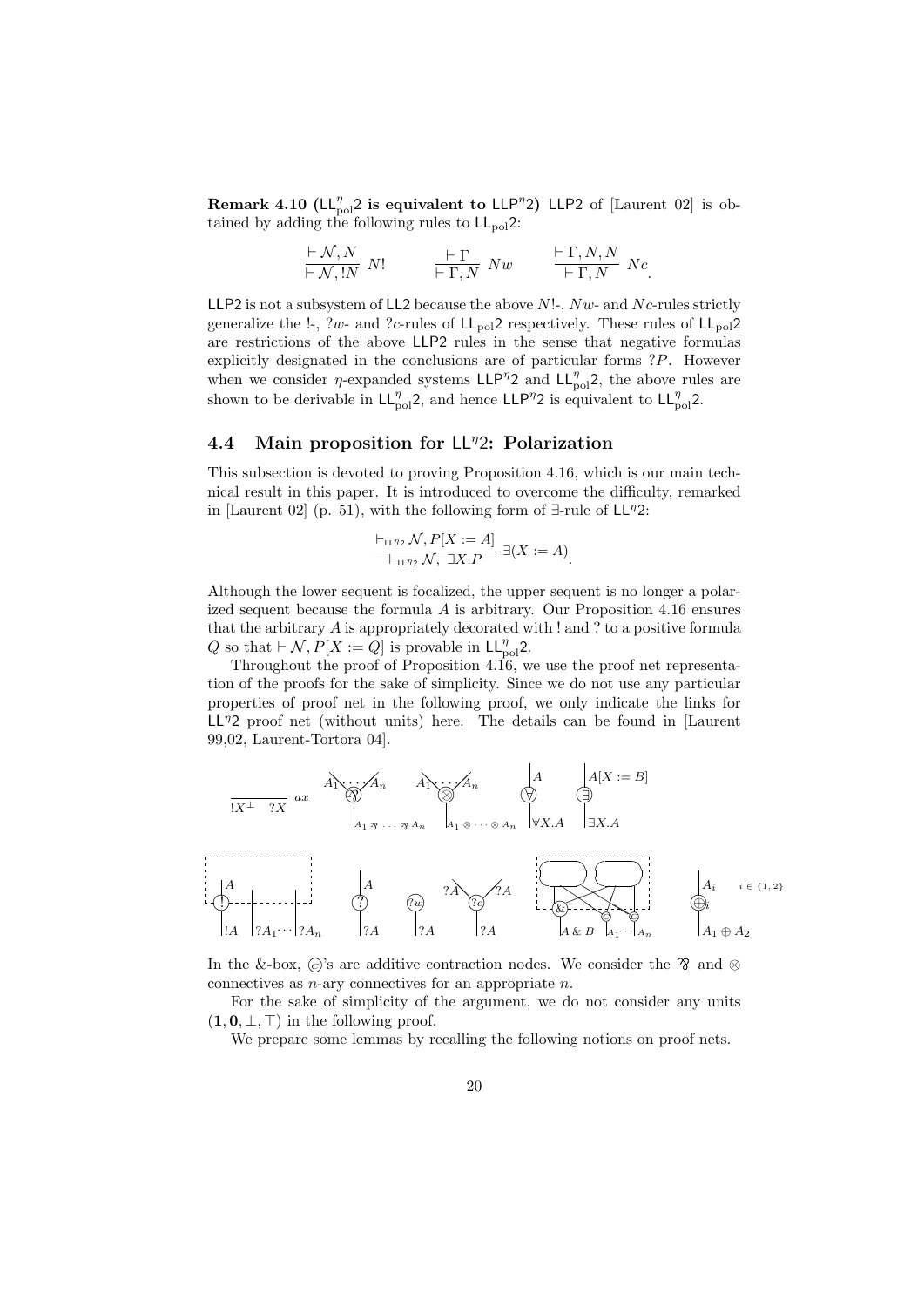**Remark 4.10 ($\mathsf{LL}^{\eta}_{\mathrm{pol}}2$ is equivalent to $\mathsf{LLP}^{\eta}2$)** LLP2 of [Laurent 02] is obtained by adding the following rules to $\mathsf{LL}_{\mathrm{pol}}2$:

$$\frac{\vdash \mathcal{N}, N}{\vdash \mathcal{N}, !N}\ N! \qquad \frac{\vdash \Gamma}{\vdash \Gamma, N}\ Nw \qquad \frac{\vdash \Gamma, N, N}{\vdash \Gamma, N}\ Nc.$$

LLP2 is not a subsystem of LL2 because the above $N!$-, $Nw$- and $Nc$-rules strictly generalize the !-, $?w$- and $?c$-rules of $\mathsf{LL}_{\mathrm{pol}}2$ respectively. These rules of $\mathsf{LL}_{\mathrm{pol}}2$ are restrictions of the above LLP2 rules in the sense that negative formulas explicitly designated in the conclusions are of particular forms $?P$. However when we consider $\eta$-expanded systems $\mathsf{LLP}^{\eta}2$ and $\mathsf{LL}^{\eta}_{\mathrm{pol}}2$, the above rules are shown to be derivable in $\mathsf{LL}^{\eta}_{\mathrm{pol}}2$, and hence $\mathsf{LLP}^{\eta}2$ is equivalent to $\mathsf{LL}^{\eta}_{\mathrm{pol}}2$.

## 4.4 Main proposition for $\mathsf{LL}^{\eta}2$: Polarization

This subsection is devoted to proving Proposition 4.16, which is our main technical result in this paper. It is introduced to overcome the difficulty, remarked in [Laurent 02] (p. 51), with the following form of $\exists$-rule of $\mathsf{LL}^{\eta}2$:

$$\frac{\vdash_{\mathsf{LL}^{\eta}2} \mathcal{N}, P[X := A]}{\vdash_{\mathsf{LL}^{\eta}2} \mathcal{N},\ \exists X.P}\ \exists(X := A).$$

Although the lower sequent is focalized, the upper sequent is no longer a polarized sequent because the formula $A$ is arbitrary. Our Proposition 4.16 ensures that the arbitrary $A$ is appropriately decorated with ! and ? to a positive formula $Q$ so that $\vdash \mathcal{N}, P[X := Q]$ is provable in $\mathsf{LL}^{\eta}_{\mathrm{pol}}2$.

Throughout the proof of Proposition 4.16, we use the proof net representation of the proofs for the sake of simplicity. Since we do not use any particular properties of proof net in the following proof, we only indicate the links for $\mathsf{LL}^{\eta}2$ proof net (without units) here. The details can be found in [Laurent 99,02, Laurent-Tortora 04].

In the &-box, ©'s are additive contraction nodes. We consider the $⅋$ and $\otimes$ connectives as $n$-ary connectives for an appropriate $n$.

For the sake of simplicity of the argument, we do not consider any units $(\mathbf{1}, \mathbf{0}, \bot, \top)$ in the following proof.

We prepare some lemmas by recalling the following notions on proof nets.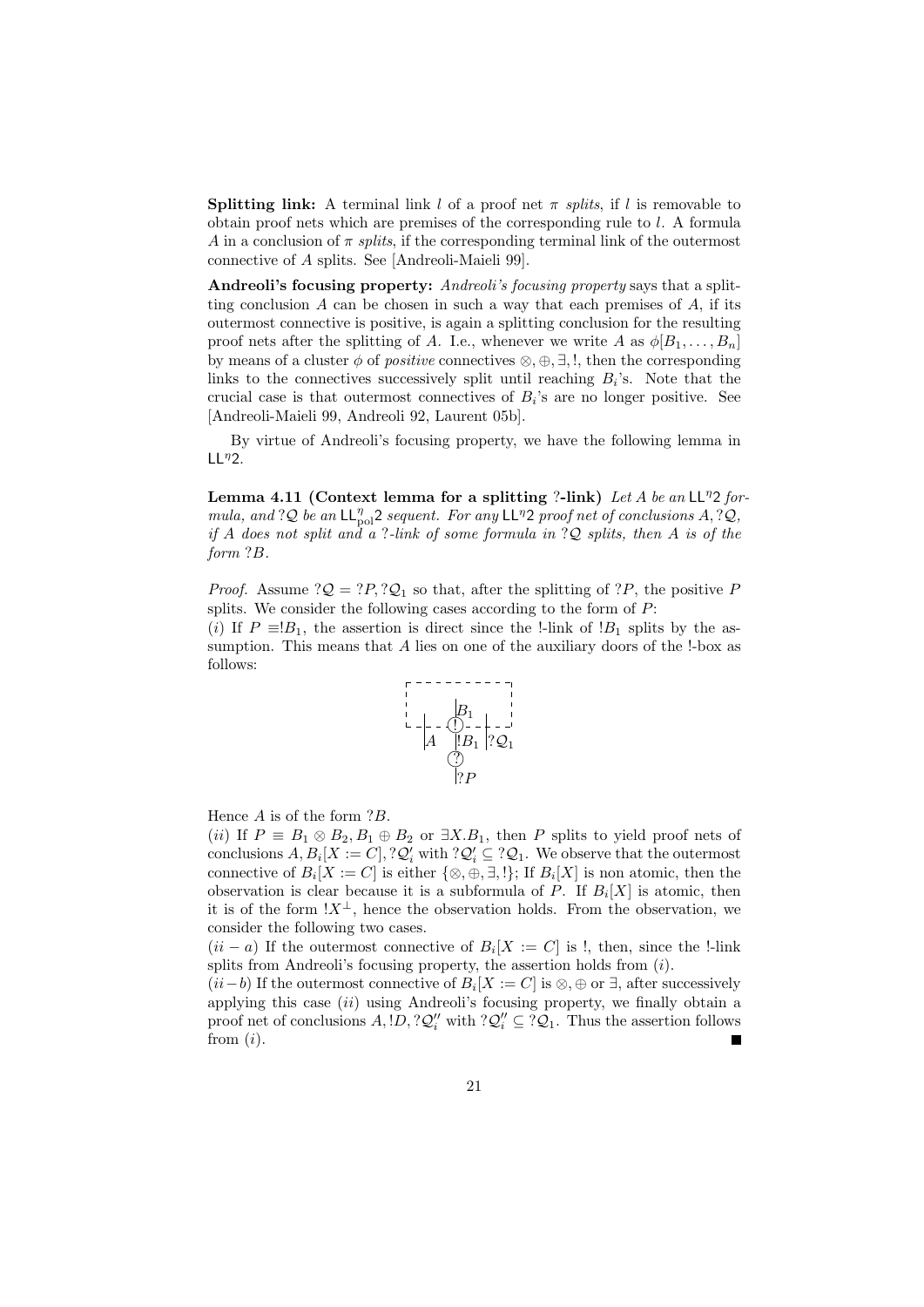**Splitting link:** A terminal link $l$ of a proof net $\pi$ *splits*, if $l$ is removable to obtain proof nets which are premises of the corresponding rule to $l$. A formula $A$ in a conclusion of $\pi$ *splits*, if the corresponding terminal link of the outermost connective of $A$ splits. See [Andreoli-Maieli 99].

**Andreoli's focusing property:** *Andreoli's focusing property* says that a splitting conclusion $A$ can be chosen in such a way that each premises of $A$, if its outermost connective is positive, is again a splitting conclusion for the resulting proof nets after the splitting of $A$. I.e., whenever we write $A$ as $\phi[B_1, \ldots, B_n]$ by means of a cluster $\phi$ of *positive* connectives $\otimes, \oplus, \exists, !$, then the corresponding links to the connectives successively split until reaching $B_i$'s. Note that the crucial case is that outermost connectives of $B_i$'s are no longer positive. See [Andreoli-Maieli 99, Andreoli 92, Laurent 05b].

By virtue of Andreoli's focusing property, we have the following lemma in $\mathsf{LL}^\eta 2$.

**Lemma 4.11 (Context lemma for a splitting ?-link)** *Let $A$ be an $\mathsf{LL}^\eta 2$ formula, and $?\mathcal{Q}$ be an $\mathsf{LL}^\eta_{\mathrm{pol}}2$ sequent. For any $\mathsf{LL}^\eta 2$ proof net of conclusions $A, ?\mathcal{Q}$, if $A$ does not split and a ?-link of some formula in $?\mathcal{Q}$ splits, then $A$ is of the form $?B$.*

*Proof.* Assume $?\mathcal{Q} = ?P, ?\mathcal{Q}_1$ so that, after the splitting of $?P$, the positive $P$ splits. We consider the following cases according to the form of $P$:
$(i)$ If $P \equiv !B_1$, the assertion is direct since the !-link of $!B_1$ splits by the assumption. This means that $A$ lies on one of the auxiliary doors of the !-box as follows:

Hence $A$ is of the form $?B$.
$(ii)$ If $P \equiv B_1 \otimes B_2, B_1 \oplus B_2$ or $\exists X.B_1$, then $P$ splits to yield proof nets of conclusions $A, B_i[X := C], ?\mathcal{Q}'_i$ with $?\mathcal{Q}'_i \subseteq ?\mathcal{Q}_1$. We observe that the outermost connective of $B_i[X := C]$ is either $\{\otimes, \oplus, \exists, !\}$; If $B_i[X]$ is non atomic, then the observation is clear because it is a subformula of $P$. If $B_i[X]$ is atomic, then it is of the form $!X^\perp$, hence the observation holds. From the observation, we consider the following two cases.
$(ii-a)$ If the outermost connective of $B_i[X := C]$ is !, then, since the !-link splits from Andreoli's focusing property, the assertion holds from $(i)$.
$(ii-b)$ If the outermost connective of $B_i[X := C]$ is $\otimes, \oplus$ or $\exists$, after successively applying this case $(ii)$ using Andreoli's focusing property, we finally obtain a proof net of conclusions $A, !D, ?\mathcal{Q}''_i$ with $?\mathcal{Q}''_i \subseteq ?\mathcal{Q}_1$. Thus the assertion follows from $(i)$. ∎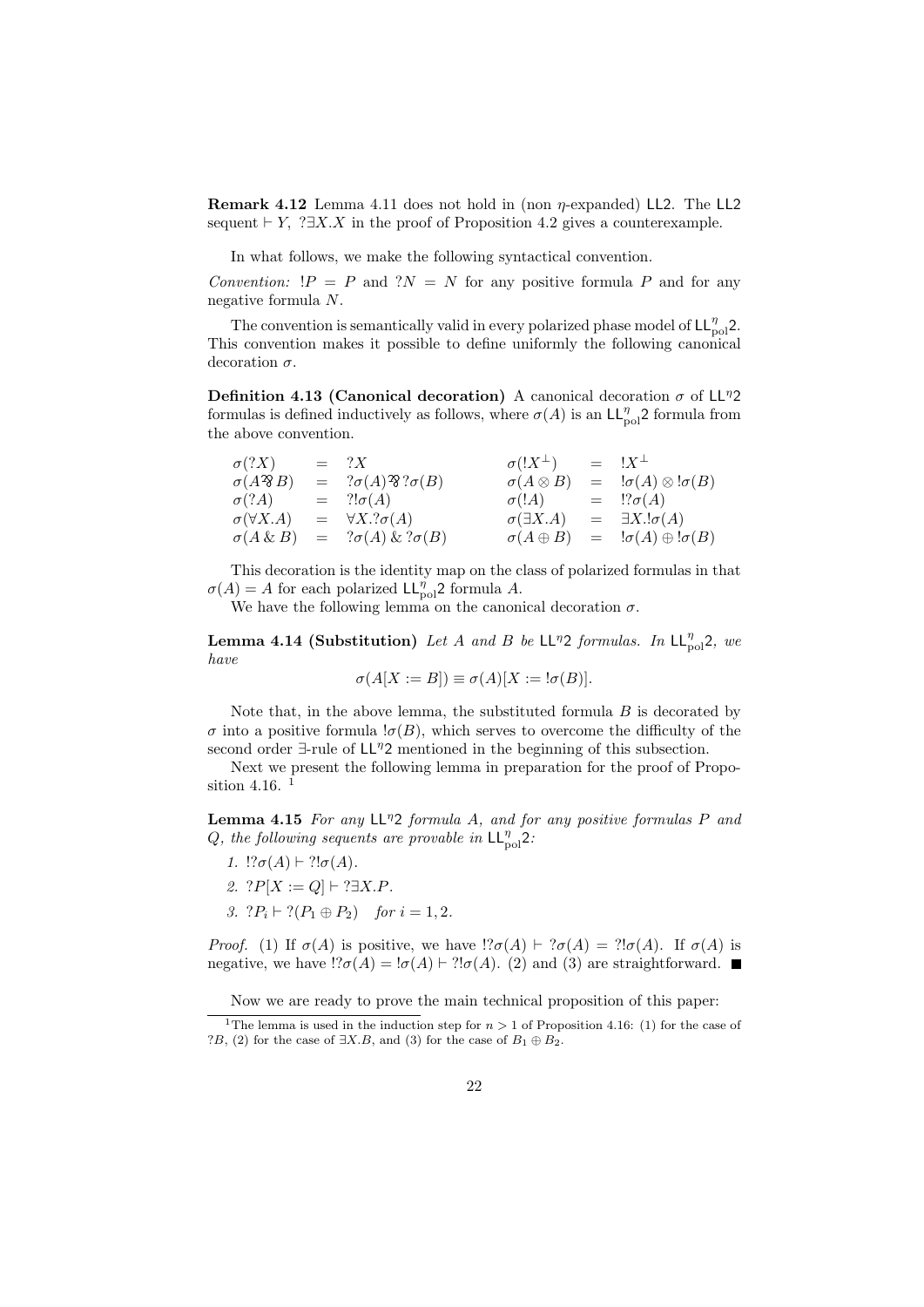**Remark 4.12** Lemma 4.11 does not hold in (non $\eta$-expanded) $\mathsf{LL2}$. The $\mathsf{LL2}$ sequent $\vdash Y,\ ?\exists X.X$ in the proof of Proposition 4.2 gives a counterexample.

In what follows, we make the following syntactical convention.

*Convention:* $!P = P$ and $?N = N$ for any positive formula $P$ and for any negative formula $N$.

The convention is semantically valid in every polarized phase model of $\mathsf{LL}^{\eta}_{\mathrm{pol}}\mathsf{2}$. This convention makes it possible to define uniformly the following canonical decoration $\sigma$.

**Definition 4.13 (Canonical decoration)** A canonical decoration $\sigma$ of $\mathsf{LL}^{\eta}\mathsf{2}$ formulas is defined inductively as follows, where $\sigma(A)$ is an $\mathsf{LL}^{\eta}_{\mathrm{pol}}\mathsf{2}$ formula from the above convention.

$$
\begin{array}{lll@{\qquad}lll}
\sigma(?X) & = & ?X & \sigma(!X^{\perp}) & = & !X^{\perp} \\
\sigma(A \parr B) & = & ?\sigma(A) \parr ?\sigma(B) & \sigma(A \otimes B) & = & !\sigma(A) \otimes !\sigma(B) \\
\sigma(?A) & = & ?!\sigma(A) & \sigma(!A) & = & !?\sigma(A) \\
\sigma(\forall X.A) & = & \forall X.?\sigma(A) & \sigma(\exists X.A) & = & \exists X.!\sigma(A) \\
\sigma(A \,\&\, B) & = & ?\sigma(A) \,\&\, ?\sigma(B) & \sigma(A \oplus B) & = & !\sigma(A) \oplus !\sigma(B)
\end{array}
$$

This decoration is the identity map on the class of polarized formulas in that $\sigma(A) = A$ for each polarized $\mathsf{LL}^{\eta}_{\mathrm{pol}}\mathsf{2}$ formula $A$.

We have the following lemma on the canonical decoration $\sigma$.

**Lemma 4.14 (Substitution)** *Let $A$ and $B$ be $\mathsf{LL}^{\eta}\mathsf{2}$ formulas. In $\mathsf{LL}^{\eta}_{\mathrm{pol}}\mathsf{2}$, we have*

$$\sigma(A[X := B]) \equiv \sigma(A)[X := !\sigma(B)].$$

Note that, in the above lemma, the substituted formula $B$ is decorated by $\sigma$ into a positive formula $!\sigma(B)$, which serves to overcome the difficulty of the second order $\exists$-rule of $\mathsf{LL}^{\eta}\mathsf{2}$ mentioned in the beginning of this subsection.

Next we present the following lemma in preparation for the proof of Proposition 4.16. [1]

**Lemma 4.15** *For any $\mathsf{LL}^{\eta}\mathsf{2}$ formula $A$, and for any positive formulas $P$ and $Q$, the following sequents are provable in $\mathsf{LL}^{\eta}_{\mathrm{pol}}\mathsf{2}$:*

1. $!?\sigma(A) \vdash ?!\sigma(A)$.
2. $?P[X := Q] \vdash ?\exists X.P$.
3. $?P_i \vdash ?(P_1 \oplus P_2)$ *for* $i = 1, 2$.

*Proof.* (1) If $\sigma(A)$ is positive, we have $!?\sigma(A) \vdash ?\sigma(A) = ?!\sigma(A)$. If $\sigma(A)$ is negative, we have $!?\sigma(A) = !\sigma(A) \vdash ?!\sigma(A)$. (2) and (3) are straightforward. ∎

Now we are ready to prove the main technical proposition of this paper:

[1] The lemma is used in the induction step for $n > 1$ of Proposition 4.16: (1) for the case of $?B$, (2) for the case of $\exists X.B$, and (3) for the case of $B_1 \oplus B_2$.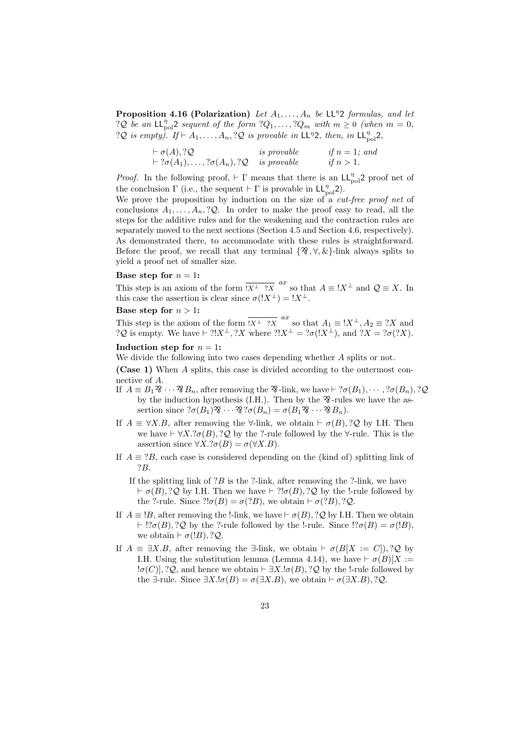**Proposition 4.16 (Polarization)** *Let $A_1, \ldots, A_n$ be $\mathsf{LL}^\eta 2$ formulas, and let $?\mathcal{Q}$ be an $\mathsf{LL}^\eta_{\mathrm{pol}}2$ sequent of the form $?Q_1, \ldots, ?Q_m$ with $m \geq 0$ (when $m = 0$, $?\mathcal{Q}$ is empty). If $\vdash A_1, \ldots, A_n, ?\mathcal{Q}$ is provable in $\mathsf{LL}^\eta 2$, then, in $\mathsf{LL}^\eta_{\mathrm{pol}}2$,*

| | | |
|---|---|---|
| $\vdash \sigma(A), ?\mathcal{Q}$ | *is provable* | *if $n = 1$; and* |
| $\vdash ?\sigma(A_1), \ldots, ?\sigma(A_n), ?\mathcal{Q}$ | *is provable* | *if $n > 1$.* |

*Proof.* In the following proof, $\vdash \Gamma$ means that there is an $\mathsf{LL}^\eta_{\mathrm{pol}}2$ proof net of the conclusion $\Gamma$ (i.e., the sequent $\vdash \Gamma$ is provable in $\mathsf{LL}^\eta_{\mathrm{pol}}2$).
We prove the proposition by induction on the size of a *cut-free proof net* of conclusions $A_1, \ldots, A_n, ?\mathcal{Q}$. In order to make the proof easy to read, all the steps for the additive rules and for the weakening and the contraction rules are separately moved to the next sections (Section 4.5 and Section 4.6, respectively). As demonstrated there, to accommodate with these rules is straightforward. Before the proof, we recall that any terminal $\{\parr, \forall, \&\}$-link always splits to yield a proof net of smaller size.

**Base step for $n = 1$:**
This step is an axiom of the form $\overline{!X^\perp \quad ?X}^{\,ax}$ so that $A \equiv !X^\perp$ and $\mathcal{Q} \equiv X$. In this case the assertion is clear since $\sigma(!X^\perp) = !X^\perp$.

**Base step for $n > 1$:**
This step is the axiom of the form $\overline{!X^\perp \quad ?X}^{\,ax}$ so that $A_1 \equiv !X^\perp, A_2 \equiv ?X$ and $?\mathcal{Q}$ is empty. We have $\vdash ?!X^\perp, ?X$ where $?!X^\perp = ?\sigma(!X^\perp)$, and $?X = ?\sigma(?X)$.

**Induction step for $n = 1$:**
We divide the following into two cases depending whether $A$ splits or not.

**(Case 1)** When $A$ splits, this case is divided according to the outermost connective of $A$.

If $A \equiv B_1 \parr \cdots \parr B_n$, after removing the $\parr$-link, we have $\vdash ?\sigma(B_1), \cdots, ?\sigma(B_n), ?\mathcal{Q}$ by the induction hypothesis (I.H.). Then by the $\parr$-rules we have the assertion since $?\sigma(B_1) \parr \cdots \parr ?\sigma(B_n) = \sigma(B_1 \parr \cdots \parr B_n)$.

If $A \equiv \forall X.B$, after removing the $\forall$-link, we obtain $\vdash \sigma(B), ?\mathcal{Q}$ by I.H. Then we have $\vdash \forall X.?\sigma(B), ?\mathcal{Q}$ by the ?-rule followed by the $\forall$-rule. This is the assertion since $\forall X.?\sigma(B) = \sigma(\forall X.B)$.

If $A \equiv ?B$, each case is considered depending on the (kind of) splitting link of $?B$.

If the splitting link of $?B$ is the ?-link, after removing the ?-link, we have $\vdash \sigma(B), ?\mathcal{Q}$ by I.H. Then we have $\vdash ?!\sigma(B), ?\mathcal{Q}$ by the !-rule followed by the ?-rule. Since $?!\sigma(B) = \sigma(?B)$, we obtain $\vdash \sigma(?B), ?\mathcal{Q}$.

If $A \equiv !B$, after removing the !-link, we have $\vdash \sigma(B), ?\mathcal{Q}$ by I.H. Then we obtain $\vdash !?\sigma(B), ?\mathcal{Q}$ by the ?-rule followed by the !-rule. Since $!?\sigma(B) = \sigma(!B)$, we obtain $\vdash \sigma(!B), ?\mathcal{Q}$.

If $A \equiv \exists X.B$, after removing the $\exists$-link, we obtain $\vdash \sigma(B[X := C]), ?\mathcal{Q}$ by I.H. Using the substitution lemma (Lemma 4.14), we have $\vdash \sigma(B)[X := !\sigma(C)], ?\mathcal{Q}$, and hence we obtain $\vdash \exists X.!\sigma(B), ?\mathcal{Q}$ by the !-rule followed by the $\exists$-rule. Since $\exists X.!\sigma(B) = \sigma(\exists X.B)$, we obtain $\vdash \sigma(\exists X.B), ?\mathcal{Q}$.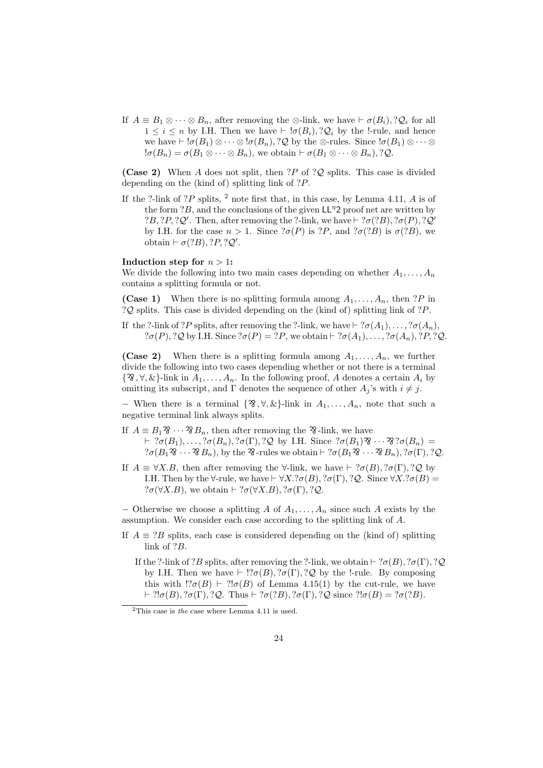If $A \equiv B_1 \otimes \cdots \otimes B_n$, after removing the $\otimes$-link, we have $\vdash \sigma(B_i), ?\mathcal{Q}_i$ for all $1 \leq i \leq n$ by I.H. Then we have $\vdash\ !\sigma(B_i), ?\mathcal{Q}_i$ by the !-rule, and hence we have $\vdash\ !\sigma(B_1) \otimes \cdots \otimes !\sigma(B_n), ?\mathcal{Q}$ by the $\otimes$-rules. Since $!\sigma(B_1) \otimes \cdots \otimes !\sigma(B_n) = \sigma(B_1 \otimes \cdots \otimes B_n)$, we obtain $\vdash \sigma(B_1 \otimes \cdots \otimes B_n), ?\mathcal{Q}$.

**(Case 2)** When $A$ does not split, then $?P$ of $?\mathcal{Q}$ splits. This case is divided depending on the (kind of) splitting link of $?P$.

If the ?-link of $?P$ splits, [2] note first that, in this case, by Lemma 4.11, $A$ is of the form $?B$, and the conclusions of the given $\mathsf{LL}^{\eta}2$ proof net are written by $?B, ?P, ?\mathcal{Q}'$. Then, after removing the ?-link, we have $\vdash ?\sigma(?B), ?\sigma(P), ?\mathcal{Q}'$ by I.H. for the case $n > 1$. Since $?\sigma(P)$ is $?P$, and $?\sigma(?B)$ is $\sigma(?B)$, we obtain $\vdash \sigma(?B), ?P, ?\mathcal{Q}'$.

**Induction step for $n > 1$:**
We divide the following into two main cases depending on whether $A_1, \ldots, A_n$ contains a splitting formula or not.

**(Case 1)** When there is no splitting formula among $A_1, \ldots, A_n$, then $?P$ in $?\mathcal{Q}$ splits. This case is divided depending on the (kind of) splitting link of $?P$.

If the ?-link of $?P$ splits, after removing the ?-link, we have $\vdash ?\sigma(A_1), \ldots, ?\sigma(A_n), ?\sigma(P), ?\mathcal{Q}$ by I.H. Since $?\sigma(P) = ?P$, we obtain $\vdash ?\sigma(A_1), \ldots, ?\sigma(A_n), ?P, ?\mathcal{Q}$.

**(Case 2)** When there is a splitting formula among $A_1, \ldots, A_n$, we further divide the following into two cases depending whether or not there is a terminal $\{⅋, \forall, \&\}$-link in $A_1, \ldots, A_n$. In the following proof, $A$ denotes a certain $A_i$ by omitting its subscript, and $\Gamma$ denotes the sequence of other $A_j$'s with $i \neq j$.

− When there is a terminal $\{⅋, \forall, \&\}$-link in $A_1, \ldots, A_n$, note that such a negative terminal link always splits.

If $A \equiv B_1 ⅋ \cdots ⅋ B_n$, then after removing the ⅋-link, we have $\vdash ?\sigma(B_1), \ldots, ?\sigma(B_n), ?\sigma(\Gamma), ?\mathcal{Q}$ by I.H. Since $?\sigma(B_1) ⅋ \cdots ⅋ ?\sigma(B_n) = ?\sigma(B_1 ⅋ \cdots ⅋ B_n)$, by the ⅋-rules we obtain $\vdash ?\sigma(B_1 ⅋ \cdots ⅋ B_n), ?\sigma(\Gamma), ?\mathcal{Q}$.

If $A \equiv \forall X.B$, then after removing the $\forall$-link, we have $\vdash ?\sigma(B), ?\sigma(\Gamma), ?\mathcal{Q}$ by I.H. Then by the $\forall$-rule, we have $\vdash \forall X.?\sigma(B), ?\sigma(\Gamma), ?\mathcal{Q}$. Since $\forall X.?\sigma(B) = ?\sigma(\forall X.B)$, we obtain $\vdash ?\sigma(\forall X.B), ?\sigma(\Gamma), ?\mathcal{Q}$.

− Otherwise we choose a splitting $A$ of $A_1, \ldots, A_n$ since such $A$ exists by the assumption. We consider each case according to the splitting link of $A$.

If $A \equiv ?B$ splits, each case is considered depending on the (kind of) splitting link of $?B$.

If the ?-link of $?B$ splits, after removing the ?-link, we obtain $\vdash ?\sigma(B), ?\sigma(\Gamma), ?\mathcal{Q}$ by I.H. Then we have $\vdash\ !?\sigma(B), ?\sigma(\Gamma), ?\mathcal{Q}$ by the !-rule. By composing this with $!?\sigma(B) \vdash ?!\sigma(B)$ of Lemma 4.15(1) by the cut-rule, we have $\vdash ?!\sigma(B), ?\sigma(\Gamma), ?\mathcal{Q}$. Thus $\vdash ?\sigma(?B), ?\sigma(\Gamma), ?\mathcal{Q}$ since $?!\sigma(B) = ?\sigma(?B)$.

[2] This case is *the* case where Lemma 4.11 is used.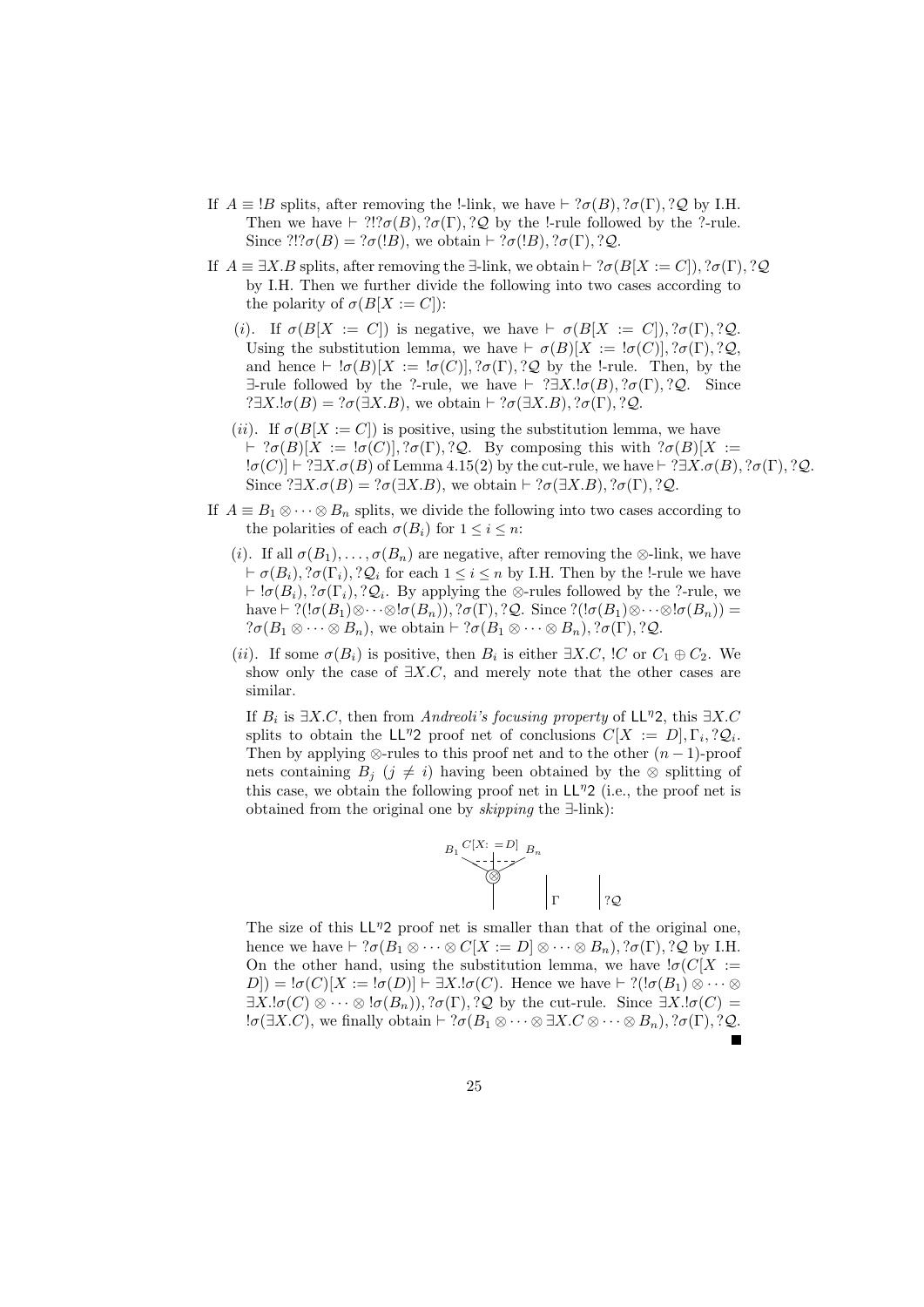If $A \equiv\ !B$ splits, after removing the !-link, we have $\vdash\ ?\sigma(B), ?\sigma(\Gamma), ?\mathcal{Q}$ by I.H. Then we have $\vdash\ ?!?\sigma(B), ?\sigma(\Gamma), ?\mathcal{Q}$ by the !-rule followed by the ?-rule. Since $?!?\sigma(B) = ?\sigma(!B)$, we obtain $\vdash\ ?\sigma(!B), ?\sigma(\Gamma), ?\mathcal{Q}$.

If $A \equiv \exists X.B$ splits, after removing the $\exists$-link, we obtain $\vdash\ ?\sigma(B[X := C]), ?\sigma(\Gamma), ?\mathcal{Q}$ by I.H. Then we further divide the following into two cases according to the polarity of $\sigma(B[X := C])$:

($i$). If $\sigma(B[X := C])$ is negative, we have $\vdash \sigma(B[X := C]), ?\sigma(\Gamma), ?\mathcal{Q}$. Using the substitution lemma, we have $\vdash \sigma(B)[X := !\sigma(C)], ?\sigma(\Gamma), ?\mathcal{Q}$, and hence $\vdash\ !\sigma(B)[X := !\sigma(C)], ?\sigma(\Gamma), ?\mathcal{Q}$ by the !-rule. Then, by the $\exists$-rule followed by the ?-rule, we have $\vdash\ ?\exists X.!\sigma(B), ?\sigma(\Gamma), ?\mathcal{Q}$. Since $?\exists X.!\sigma(B) = ?\sigma(\exists X.B)$, we obtain $\vdash\ ?\sigma(\exists X.B), ?\sigma(\Gamma), ?\mathcal{Q}$.

($ii$). If $\sigma(B[X := C])$ is positive, using the substitution lemma, we have $\vdash\ ?\sigma(B)[X := !\sigma(C)], ?\sigma(\Gamma), ?\mathcal{Q}$. By composing this with $?\sigma(B)[X := !\sigma(C)] \vdash\ ?\exists X.\sigma(B)$ of Lemma 4.15(2) by the cut-rule, we have $\vdash\ ?\exists X.\sigma(B), ?\sigma(\Gamma), ?\mathcal{Q}$. Since $?\exists X.\sigma(B) = ?\sigma(\exists X.B)$, we obtain $\vdash\ ?\sigma(\exists X.B), ?\sigma(\Gamma), ?\mathcal{Q}$.

If $A \equiv B_1 \otimes \cdots \otimes B_n$ splits, we divide the following into two cases according to the polarities of each $\sigma(B_i)$ for $1 \leq i \leq n$:

($i$). If all $\sigma(B_1), \ldots, \sigma(B_n)$ are negative, after removing the $\otimes$-link, we have $\vdash \sigma(B_i), ?\sigma(\Gamma_i), ?\mathcal{Q}_i$ for each $1 \leq i \leq n$ by I.H. Then by the !-rule we have $\vdash\ !\sigma(B_i), ?\sigma(\Gamma_i), ?\mathcal{Q}_i$. By applying the $\otimes$-rules followed by the ?-rule, we have $\vdash\ ?(!\sigma(B_1) \otimes \cdots \otimes !\sigma(B_n)), ?\sigma(\Gamma), ?\mathcal{Q}$. Since $?(!\sigma(B_1) \otimes \cdots \otimes !\sigma(B_n)) = ?\sigma(B_1 \otimes \cdots \otimes B_n)$, we obtain $\vdash\ ?\sigma(B_1 \otimes \cdots \otimes B_n), ?\sigma(\Gamma), ?\mathcal{Q}$.

($ii$). If some $\sigma(B_i)$ is positive, then $B_i$ is either $\exists X.C$, $!C$ or $C_1 \oplus C_2$. We show only the case of $\exists X.C$, and merely note that the other cases are similar.

If $B_i$ is $\exists X.C$, then from *Andreoli's focusing property* of $\mathsf{LL}^\eta 2$, this $\exists X.C$ splits to obtain the $\mathsf{LL}^\eta 2$ proof net of conclusions $C[X := D], \Gamma_i, ?\mathcal{Q}_i$. Then by applying $\otimes$-rules to this proof net and to the other $(n-1)$-proof nets containing $B_j$ $(j \neq i)$ having been obtained by the $\otimes$ splitting of this case, we obtain the following proof net in $\mathsf{LL}^\eta 2$ (i.e., the proof net is obtained from the original one by *skipping* the $\exists$-link):

$B_1$ $C[X := D]$ $B_n$ — $\otimes$ — $\Gamma$ — $?\mathcal{Q}$

The size of this $\mathsf{LL}^\eta 2$ proof net is smaller than that of the original one, hence we have $\vdash\ ?\sigma(B_1 \otimes \cdots \otimes C[X := D] \otimes \cdots \otimes B_n), ?\sigma(\Gamma), ?\mathcal{Q}$ by I.H. On the other hand, using the substitution lemma, we have $!\sigma(C[X := D]) = !\sigma(C)[X := !\sigma(D)] \vdash \exists X.!\sigma(C)$. Hence we have $\vdash\ ?(!\sigma(B_1) \otimes \cdots \otimes \exists X.!\sigma(C) \otimes \cdots \otimes !\sigma(B_n)), ?\sigma(\Gamma), ?\mathcal{Q}$ by the cut-rule. Since $\exists X.!\sigma(C) = !\sigma(\exists X.C)$, we finally obtain $\vdash\ ?\sigma(B_1 \otimes \cdots \otimes \exists X.C \otimes \cdots \otimes B_n), ?\sigma(\Gamma), ?\mathcal{Q}$. ∎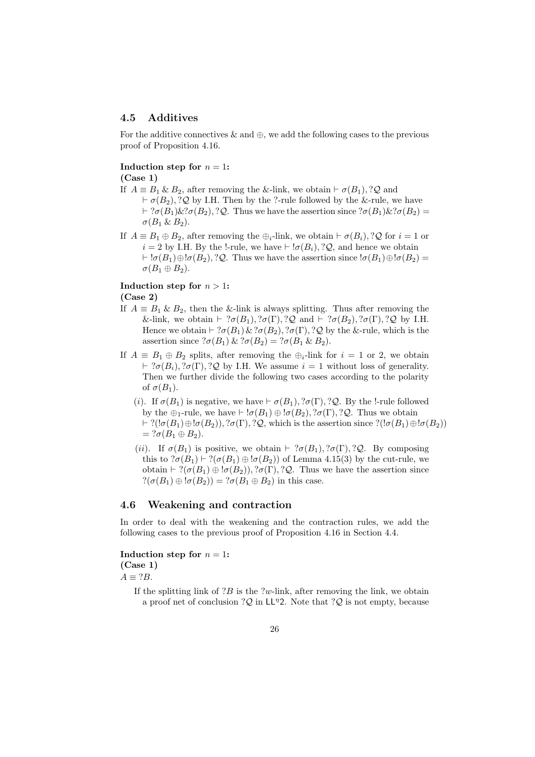## 4.5 Additives

For the additive connectives & and $\oplus$, we add the following cases to the previous proof of Proposition 4.16.

**Induction step for $n = 1$:**
**(Case 1)**

If $A \equiv B_1 \,\&\, B_2$, after removing the &-link, we obtain $\vdash \sigma(B_1), ?\mathcal{Q}$ and $\vdash \sigma(B_2), ?\mathcal{Q}$ by I.H. Then by the ?-rule followed by the &-rule, we have $\vdash ?\sigma(B_1)\&?\sigma(B_2), ?\mathcal{Q}$. Thus we have the assertion since $?\sigma(B_1)\&?\sigma(B_2) = \sigma(B_1 \,\&\, B_2)$.

If $A \equiv B_1 \oplus B_2$, after removing the $\oplus_i$-link, we obtain $\vdash \sigma(B_i), ?\mathcal{Q}$ for $i = 1$ or $i = 2$ by I.H. By the !-rule, we have $\vdash !\sigma(B_i), ?\mathcal{Q}$, and hence we obtain $\vdash !\sigma(B_1)\oplus!\sigma(B_2), ?\mathcal{Q}$. Thus we have the assertion since $!\sigma(B_1)\oplus!\sigma(B_2) = \sigma(B_1 \oplus B_2)$.

**Induction step for $n > 1$:**
**(Case 2)**

If $A \equiv B_1 \,\&\, B_2$, then the &-link is always splitting. Thus after removing the &-link, we obtain $\vdash ?\sigma(B_1), ?\sigma(\Gamma), ?\mathcal{Q}$ and $\vdash ?\sigma(B_2), ?\sigma(\Gamma), ?\mathcal{Q}$ by I.H. Hence we obtain $\vdash ?\sigma(B_1) \,\&\, ?\sigma(B_2), ?\sigma(\Gamma), ?\mathcal{Q}$ by the &-rule, which is the assertion since $?\sigma(B_1) \,\&\, ?\sigma(B_2) = ?\sigma(B_1 \,\&\, B_2)$.

If $A \equiv B_1 \oplus B_2$ splits, after removing the $\oplus_i$-link for $i = 1$ or 2, we obtain $\vdash ?\sigma(B_i), ?\sigma(\Gamma), ?\mathcal{Q}$ by I.H. We assume $i = 1$ without loss of generality. Then we further divide the following two cases according to the polarity of $\sigma(B_1)$.

($i$). If $\sigma(B_1)$ is negative, we have $\vdash \sigma(B_1), ?\sigma(\Gamma), ?\mathcal{Q}$. By the !-rule followed by the $\oplus_1$-rule, we have $\vdash !\sigma(B_1) \oplus !\sigma(B_2), ?\sigma(\Gamma), ?\mathcal{Q}$. Thus we obtain $\vdash ?(!\sigma(B_1)\oplus!\sigma(B_2)), ?\sigma(\Gamma), ?\mathcal{Q}$, which is the assertion since $?(!\sigma(B_1)\oplus!\sigma(B_2)) = ?\sigma(B_1 \oplus B_2)$.

($ii$). If $\sigma(B_1)$ is positive, we obtain $\vdash ?\sigma(B_1), ?\sigma(\Gamma), ?\mathcal{Q}$. By composing this to $?\sigma(B_1) \vdash ?(\sigma(B_1) \oplus !\sigma(B_2))$ of Lemma 4.15(3) by the cut-rule, we obtain $\vdash ?(\sigma(B_1) \oplus !\sigma(B_2)), ?\sigma(\Gamma), ?\mathcal{Q}$. Thus we have the assertion since $?(\sigma(B_1) \oplus !\sigma(B_2)) = ?\sigma(B_1 \oplus B_2)$ in this case.

## 4.6 Weakening and contraction

In order to deal with the weakening and the contraction rules, we add the following cases to the previous proof of Proposition 4.16 in Section 4.4.

**Induction step for $n = 1$:**
**(Case 1)**

$A \equiv ?B$.

If the splitting link of $?B$ is the $?w$-link, after removing the link, we obtain a proof net of conclusion $?\mathcal{Q}$ in $\mathsf{LL}^\eta 2$. Note that $?\mathcal{Q}$ is not empty, because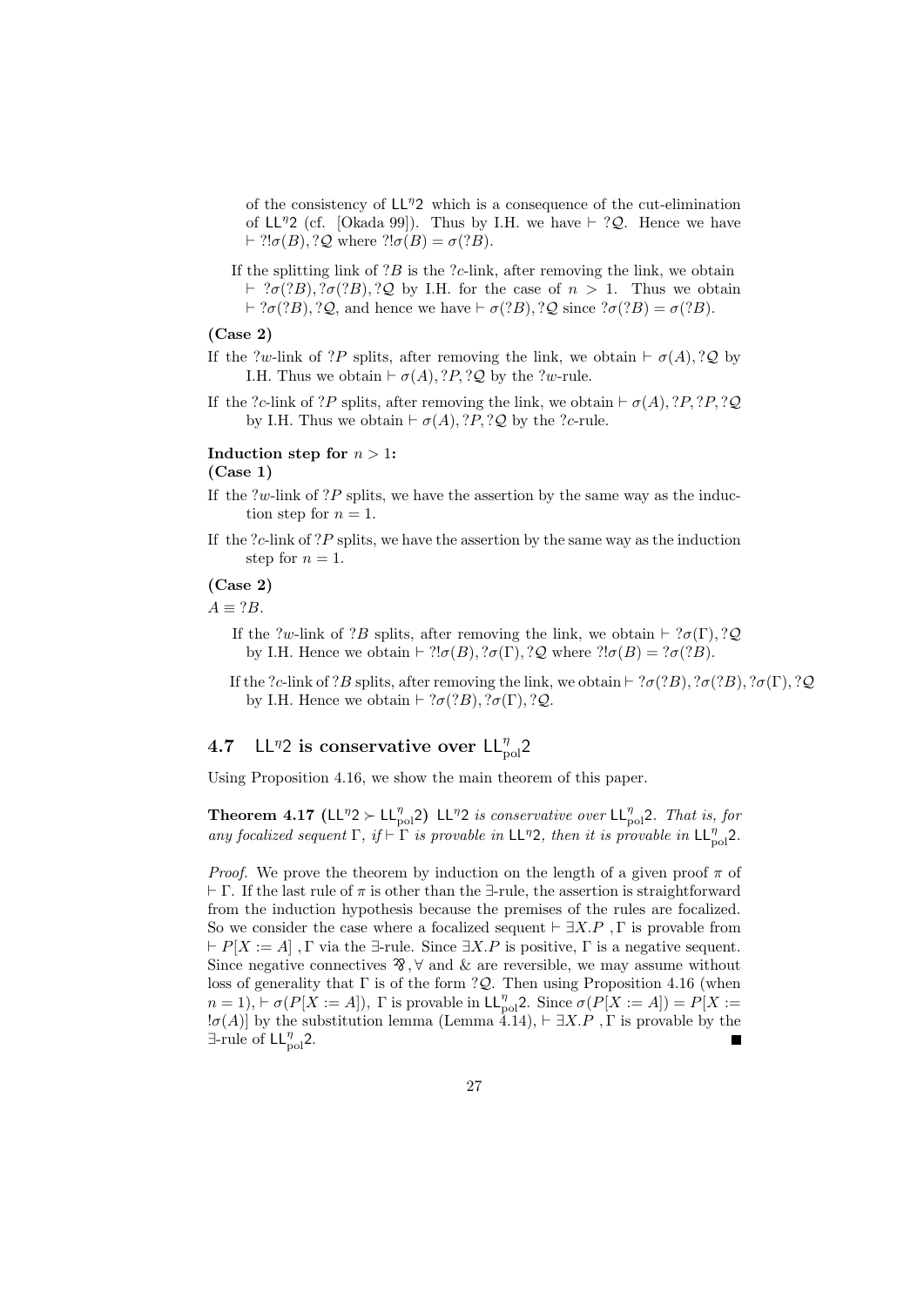of the consistency of $\mathsf{LL}^{\eta}2$ which is a consequence of the cut-elimination of $\mathsf{LL}^{\eta}2$ (cf. [Okada 99]). Thus by I.H. we have $\vdash ?\mathcal{Q}$. Hence we have $\vdash ?!\sigma(B), ?\mathcal{Q}$ where $?!\sigma(B) = \sigma(?B)$.

If the splitting link of $?B$ is the $?c$-link, after removing the link, we obtain $\vdash ?\sigma(?B), ?\sigma(?B), ?\mathcal{Q}$ by I.H. for the case of $n > 1$. Thus we obtain $\vdash ?\sigma(?B), ?\mathcal{Q}$, and hence we have $\vdash \sigma(?B), ?\mathcal{Q}$ since $?\sigma(?B) = \sigma(?B)$.

**(Case 2)**

If the $?w$-link of $?P$ splits, after removing the link, we obtain $\vdash \sigma(A), ?\mathcal{Q}$ by I.H. Thus we obtain $\vdash \sigma(A), ?P, ?\mathcal{Q}$ by the $?w$-rule.

If the $?c$-link of $?P$ splits, after removing the link, we obtain $\vdash \sigma(A), ?P, ?P, ?\mathcal{Q}$ by I.H. Thus we obtain $\vdash \sigma(A), ?P, ?\mathcal{Q}$ by the $?c$-rule.

**Induction step for $n > 1$:**

**(Case 1)**

If the $?w$-link of $?P$ splits, we have the assertion by the same way as the induction step for $n = 1$.

If the $?c$-link of $?P$ splits, we have the assertion by the same way as the induction step for $n = 1$.

**(Case 2)**

$A \equiv ?B$.

If the $?w$-link of $?B$ splits, after removing the link, we obtain $\vdash ?\sigma(\Gamma), ?\mathcal{Q}$ by I.H. Hence we obtain $\vdash ?!\sigma(B), ?\sigma(\Gamma), ?\mathcal{Q}$ where $?!\sigma(B) = ?\sigma(?B)$.

If the $?c$-link of $?B$ splits, after removing the link, we obtain $\vdash ?\sigma(?B), ?\sigma(?B), ?\sigma(\Gamma), ?\mathcal{Q}$ by I.H. Hence we obtain $\vdash ?\sigma(?B), ?\sigma(\Gamma), ?\mathcal{Q}$.

## 4.7 $\mathsf{LL}^{\eta}2$ is conservative over $\mathsf{LL}^{\eta}_{\mathrm{pol}}2$

Using Proposition 4.16, we show the main theorem of this paper.

**Theorem 4.17** ($\mathsf{LL}^{\eta}2 \succ \mathsf{LL}^{\eta}_{\mathrm{pol}}2$) *$\mathsf{LL}^{\eta}2$ is conservative over $\mathsf{LL}^{\eta}_{\mathrm{pol}}2$. That is, for any focalized sequent $\Gamma$, if $\vdash \Gamma$ is provable in $\mathsf{LL}^{\eta}2$, then it is provable in $\mathsf{LL}^{\eta}_{\mathrm{pol}}2$.*

*Proof.* We prove the theorem by induction on the length of a given proof $\pi$ of $\vdash \Gamma$. If the last rule of $\pi$ is other than the $\exists$-rule, the assertion is straightforward from the induction hypothesis because the premises of the rules are focalized. So we consider the case where a focalized sequent $\vdash \exists X.P \ , \Gamma$ is provable from $\vdash P[X := A] \ , \Gamma$ via the $\exists$-rule. Since $\exists X.P$ is positive, $\Gamma$ is a negative sequent. Since negative connectives $⅋, \forall$ and $\&$ are reversible, we may assume without loss of generality that $\Gamma$ is of the form $?\mathcal{Q}$. Then using Proposition 4.16 (when $n = 1$), $\vdash \sigma(P[X := A])$, $\Gamma$ is provable in $\mathsf{LL}^{\eta}_{\mathrm{pol}}2$. Since $\sigma(P[X := A]) = P[X := !\sigma(A)]$ by the substitution lemma (Lemma 4.14), $\vdash \exists X.P \ , \Gamma$ is provable by the $\exists$-rule of $\mathsf{LL}^{\eta}_{\mathrm{pol}}2$. ■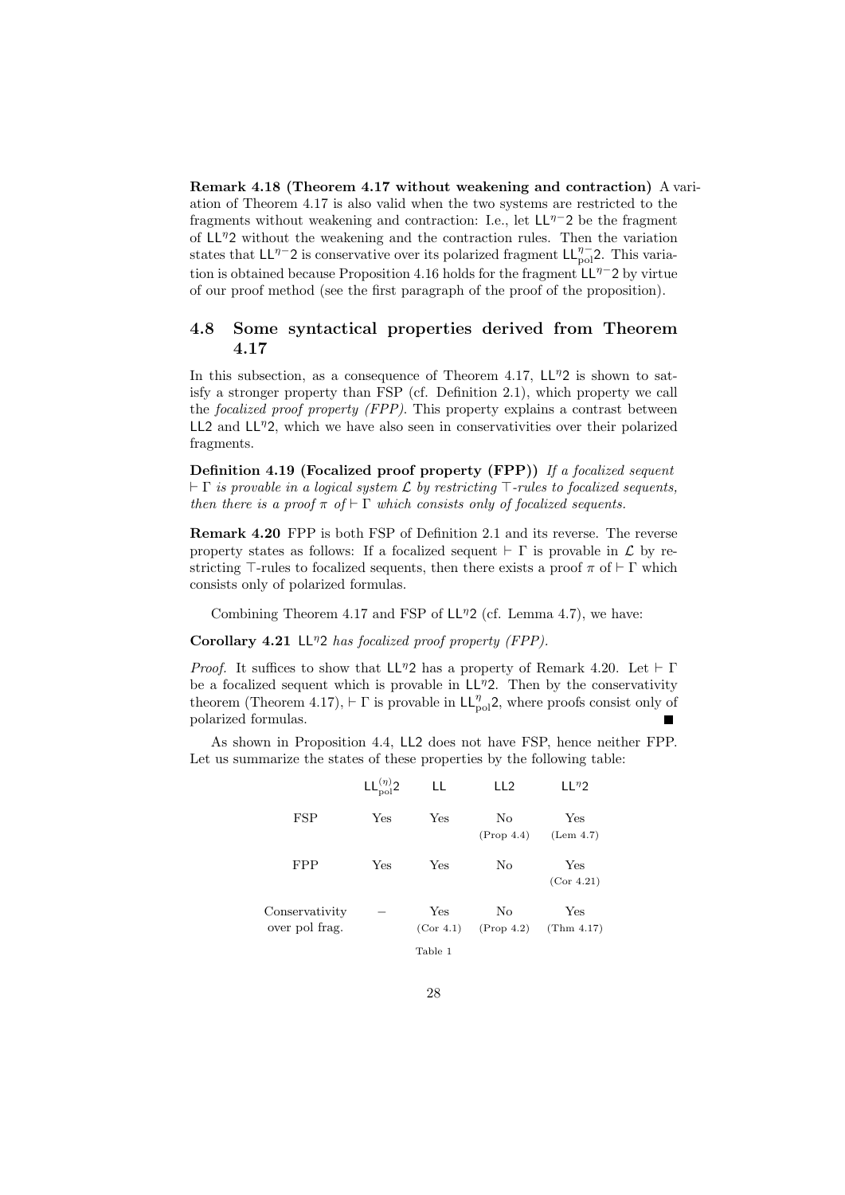**Remark 4.18 (Theorem 4.17 without weakening and contraction)** A variation of Theorem 4.17 is also valid when the two systems are restricted to the fragments without weakening and contraction: I.e., let $\mathsf{LL}^{\eta-}2$ be the fragment of $\mathsf{LL}^{\eta}2$ without the weakening and the contraction rules. Then the variation states that $\mathsf{LL}^{\eta-}2$ is conservative over its polarized fragment $\mathsf{LL}^{\eta-}_{\mathrm{pol}}2$. This variation is obtained because Proposition 4.16 holds for the fragment $\mathsf{LL}^{\eta-}2$ by virtue of our proof method (see the first paragraph of the proof of the proposition).

## 4.8 Some syntactical properties derived from Theorem 4.17

In this subsection, as a consequence of Theorem 4.17, $\mathsf{LL}^{\eta}2$ is shown to satisfy a stronger property than FSP (cf. Definition 2.1), which property we call the *focalized proof property (FPP)*. This property explains a contrast between $\mathsf{LL}2$ and $\mathsf{LL}^{\eta}2$, which we have also seen in conservativities over their polarized fragments.

**Definition 4.19 (Focalized proof property (FPP))** *If a focalized sequent $\vdash \Gamma$ is provable in a logical system $\mathcal{L}$ by restricting $\top$-rules to focalized sequents, then there is a proof $\pi$ of $\vdash \Gamma$ which consists only of focalized sequents.*

**Remark 4.20** FPP is both FSP of Definition 2.1 and its reverse. The reverse property states as follows: If a focalized sequent $\vdash \Gamma$ is provable in $\mathcal{L}$ by restricting $\top$-rules to focalized sequents, then there exists a proof $\pi$ of $\vdash \Gamma$ which consists only of polarized formulas.

Combining Theorem 4.17 and FSP of $\mathsf{LL}^{\eta}2$ (cf. Lemma 4.7), we have:

**Corollary 4.21** *$\mathsf{LL}^{\eta}2$ has focalized proof property (FPP).*

*Proof.* It suffices to show that $\mathsf{LL}^{\eta}2$ has a property of Remark 4.20. Let $\vdash \Gamma$ be a focalized sequent which is provable in $\mathsf{LL}^{\eta}2$. Then by the conservativity theorem (Theorem 4.17), $\vdash \Gamma$ is provable in $\mathsf{LL}^{\eta}_{\mathrm{pol}}2$, where proofs consist only of polarized formulas. ∎

As shown in Proposition 4.4, $\mathsf{LL}2$ does not have FSP, hence neither FPP. Let us summarize the states of these properties by the following table:

| | $\mathsf{LL}^{(\eta)}_{\mathrm{pol}}2$ | $\mathsf{LL}$ | $\mathsf{LL}2$ | $\mathsf{LL}^{\eta}2$ |
|---|---|---|---|---|
| FSP | Yes | Yes | No (Prop 4.4) | Yes (Lem 4.7) |
| FPP | Yes | Yes | No | Yes (Cor 4.21) |
| Conservativity over pol frag. | – | Yes (Cor 4.1) | No (Prop 4.2) | Yes (Thm 4.17) |

Table 1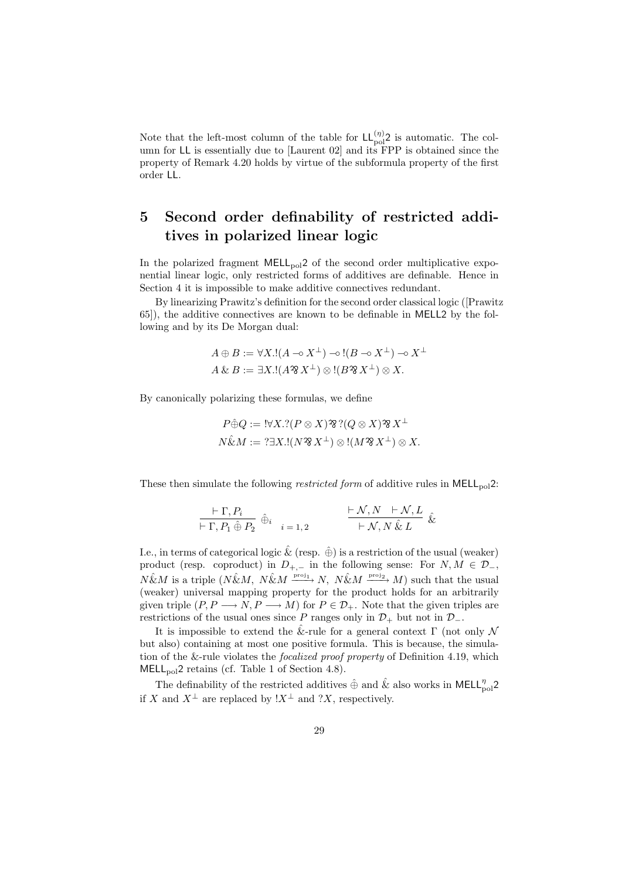Note that the left-most column of the table for $\mathsf{LL}^{(\eta)}_{\mathrm{pol}}2$ is automatic. The column for LL is essentially due to [Laurent 02] and its FPP is obtained since the property of Remark 4.20 holds by virtue of the subformula property of the first order LL.

# 5 Second order definability of restricted additives in polarized linear logic

In the polarized fragment $\mathsf{MELL}_{\mathrm{pol}}2$ of the second order multiplicative exponential linear logic, only restricted forms of additives are definable. Hence in Section 4 it is impossible to make additive connectives redundant.

By linearizing Prawitz's definition for the second order classical logic ([Prawitz 65]), the additive connectives are known to be definable in MELL2 by the following and by its De Morgan dual:

$$A \oplus B := \forall X.!(A \multimap X^{\perp}) \multimap !(B \multimap X^{\perp}) \multimap X^{\perp}$$
$$A \mathbin{\&} B := \exists X.!(A \parr X^{\perp}) \otimes !(B \parr X^{\perp}) \otimes X.$$

By canonically polarizing these formulas, we define

$$P \hat{\oplus} Q := !\forall X.?(P \otimes X) \parr ?(Q \otimes X) \parr X^{\perp}$$
$$N \hat{\&} M := ?\exists X.!(N \parr X^{\perp}) \otimes !(M \parr X^{\perp}) \otimes X.$$

These then simulate the following *restricted form* of additive rules in $\mathsf{MELL}_{\mathrm{pol}}2$:

$$\frac{\vdash \Gamma, P_i}{\vdash \Gamma, P_1 \hat{\oplus} P_2}\ \hat{\oplus}_i \quad i = 1,2 \qquad\qquad \frac{\vdash \mathcal{N}, N \quad \vdash \mathcal{N}, L}{\vdash \mathcal{N}, N \hat{\&} L}\ \hat{\&}$$

I.e., in terms of categorical logic $\hat{\&}$ (resp. $\hat{\oplus}$) is a restriction of the usual (weaker) product (resp. coproduct) in $D_{+,-}$ in the following sense: For $N, M \in \mathcal{D}_-$, $N\hat{\&}M$ is a triple $(N\hat{\&}M,\ N\hat{\&}M \xrightarrow{\mathrm{proj}_1} N,\ N\hat{\&}M \xrightarrow{\mathrm{proj}_2} M)$ such that the usual (weaker) universal mapping property for the product holds for an arbitrarily given triple $(P, P \longrightarrow N, P \longrightarrow M)$ for $P \in \mathcal{D}_+$. Note that the given triples are restrictions of the usual ones since $P$ ranges only in $\mathcal{D}_+$ but not in $\mathcal{D}_-$.

It is impossible to extend the $\hat{\&}$-rule for a general context $\Gamma$ (not only $\mathcal{N}$ but also) containing at most one positive formula. This is because, the simulation of the &-rule violates the *focalized proof property* of Definition 4.19, which $\mathsf{MELL}_{\mathrm{pol}}2$ retains (cf. Table 1 of Section 4.8).

The definability of the restricted additives $\hat{\oplus}$ and $\hat{\&}$ also works in $\mathsf{MELL}^{\eta}_{\mathrm{pol}}2$ if $X$ and $X^{\perp}$ are replaced by $!X^{\perp}$ and $?X$, respectively.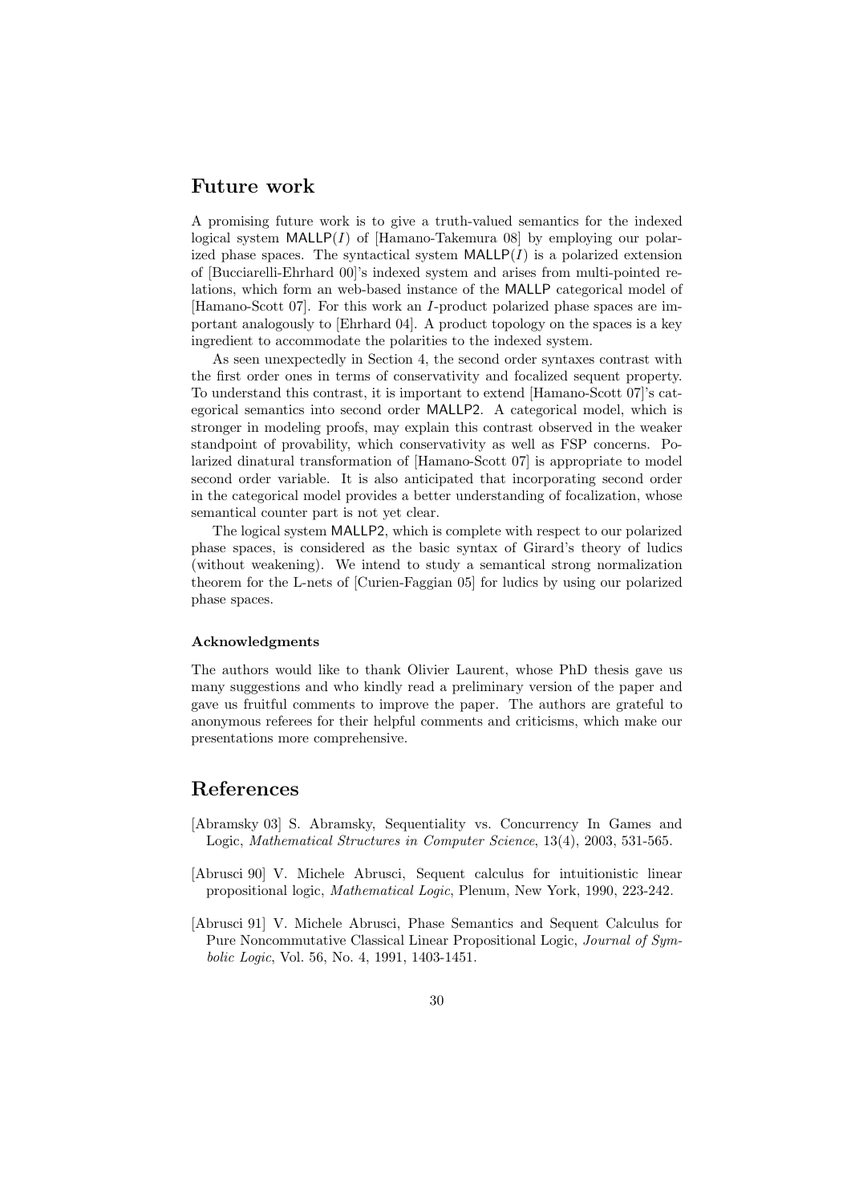## Future work

A promising future work is to give a truth-valued semantics for the indexed logical system $\mathsf{MALLP}(I)$ of [Hamano-Takemura 08] by employing our polarized phase spaces. The syntactical system $\mathsf{MALLP}(I)$ is a polarized extension of [Bucciarelli-Ehrhard 00]'s indexed system and arises from multi-pointed relations, which form an web-based instance of the MALLP categorical model of [Hamano-Scott 07]. For this work an $I$-product polarized phase spaces are important analogously to [Ehrhard 04]. A product topology on the spaces is a key ingredient to accommodate the polarities to the indexed system.

As seen unexpectedly in Section 4, the second order syntaxes contrast with the first order ones in terms of conservativity and focalized sequent property. To understand this contrast, it is important to extend [Hamano-Scott 07]'s categorical semantics into second order MALLP2. A categorical model, which is stronger in modeling proofs, may explain this contrast observed in the weaker standpoint of provability, which conservativity as well as FSP concerns. Polarized dinatural transformation of [Hamano-Scott 07] is appropriate to model second order variable. It is also anticipated that incorporating second order in the categorical model provides a better understanding of focalization, whose semantical counter part is not yet clear.

The logical system MALLP2, which is complete with respect to our polarized phase spaces, is considered as the basic syntax of Girard's theory of ludics (without weakening). We intend to study a semantical strong normalization theorem for the L-nets of [Curien-Faggian 05] for ludics by using our polarized phase spaces.

#### Acknowledgments

The authors would like to thank Olivier Laurent, whose PhD thesis gave us many suggestions and who kindly read a preliminary version of the paper and gave us fruitful comments to improve the paper. The authors are grateful to anonymous referees for their helpful comments and criticisms, which make our presentations more comprehensive.

## References

[Abramsky 03] S. Abramsky, Sequentiality vs. Concurrency In Games and Logic, *Mathematical Structures in Computer Science*, 13(4), 2003, 531-565.

[Abrusci 90] V. Michele Abrusci, Sequent calculus for intuitionistic linear propositional logic, *Mathematical Logic*, Plenum, New York, 1990, 223-242.

[Abrusci 91] V. Michele Abrusci, Phase Semantics and Sequent Calculus for Pure Noncommutative Classical Linear Propositional Logic, *Journal of Symbolic Logic*, Vol. 56, No. 4, 1991, 1403-1451.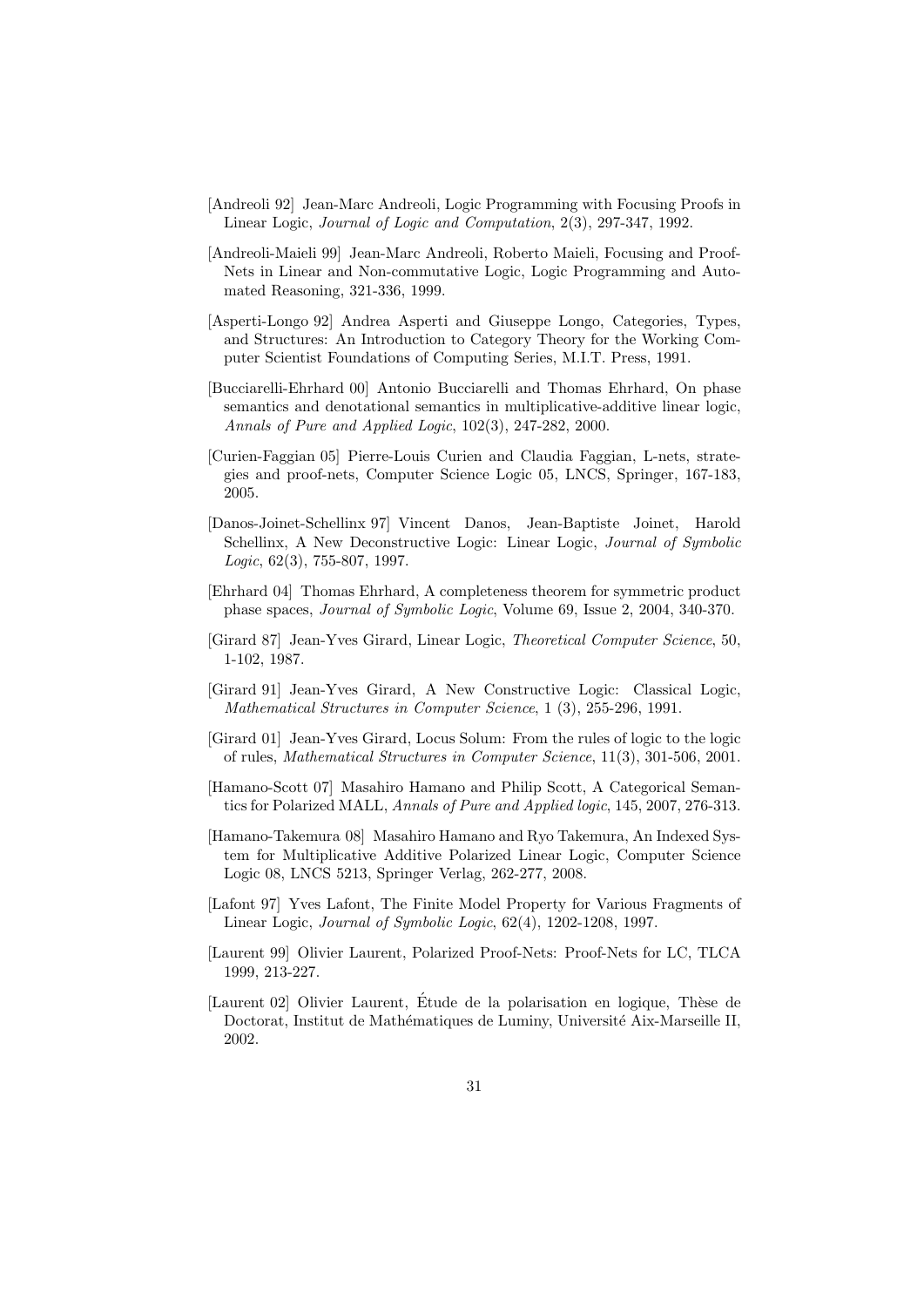[Andreoli 92] Jean-Marc Andreoli, Logic Programming with Focusing Proofs in Linear Logic, *Journal of Logic and Computation*, 2(3), 297-347, 1992.

[Andreoli-Maieli 99] Jean-Marc Andreoli, Roberto Maieli, Focusing and Proof-Nets in Linear and Non-commutative Logic, Logic Programming and Automated Reasoning, 321-336, 1999.

[Asperti-Longo 92] Andrea Asperti and Giuseppe Longo, Categories, Types, and Structures: An Introduction to Category Theory for the Working Computer Scientist Foundations of Computing Series, M.I.T. Press, 1991.

[Bucciarelli-Ehrhard 00] Antonio Bucciarelli and Thomas Ehrhard, On phase semantics and denotational semantics in multiplicative-additive linear logic, *Annals of Pure and Applied Logic*, 102(3), 247-282, 2000.

[Curien-Faggian 05] Pierre-Louis Curien and Claudia Faggian, L-nets, strategies and proof-nets, Computer Science Logic 05, LNCS, Springer, 167-183, 2005.

[Danos-Joinet-Schellinx 97] Vincent Danos, Jean-Baptiste Joinet, Harold Schellinx, A New Deconstructive Logic: Linear Logic, *Journal of Symbolic Logic*, 62(3), 755-807, 1997.

[Ehrhard 04] Thomas Ehrhard, A completeness theorem for symmetric product phase spaces, *Journal of Symbolic Logic*, Volume 69, Issue 2, 2004, 340-370.

[Girard 87] Jean-Yves Girard, Linear Logic, *Theoretical Computer Science*, 50, 1-102, 1987.

[Girard 91] Jean-Yves Girard, A New Constructive Logic: Classical Logic, *Mathematical Structures in Computer Science*, 1 (3), 255-296, 1991.

[Girard 01] Jean-Yves Girard, Locus Solum: From the rules of logic to the logic of rules, *Mathematical Structures in Computer Science*, 11(3), 301-506, 2001.

[Hamano-Scott 07] Masahiro Hamano and Philip Scott, A Categorical Semantics for Polarized MALL, *Annals of Pure and Applied logic*, 145, 2007, 276-313.

[Hamano-Takemura 08] Masahiro Hamano and Ryo Takemura, An Indexed System for Multiplicative Additive Polarized Linear Logic, Computer Science Logic 08, LNCS 5213, Springer Verlag, 262-277, 2008.

[Lafont 97] Yves Lafont, The Finite Model Property for Various Fragments of Linear Logic, *Journal of Symbolic Logic*, 62(4), 1202-1208, 1997.

[Laurent 99] Olivier Laurent, Polarized Proof-Nets: Proof-Nets for LC, TLCA 1999, 213-227.

[Laurent 02] Olivier Laurent, Étude de la polarisation en logique, Thèse de Doctorat, Institut de Mathématiques de Luminy, Université Aix-Marseille II, 2002.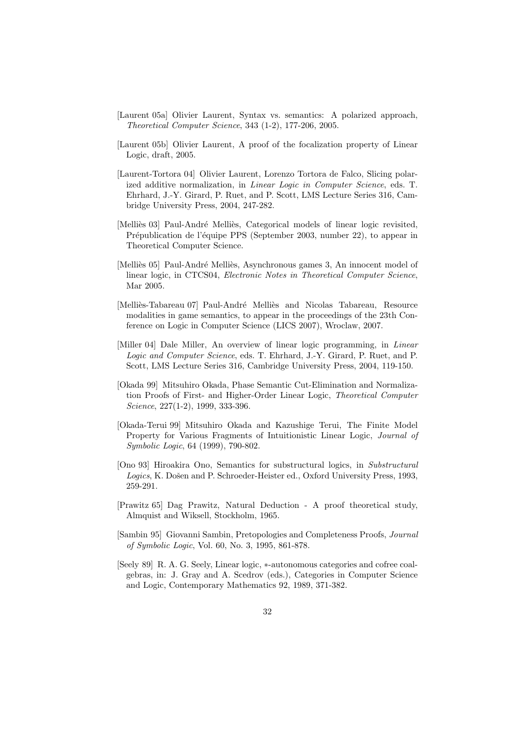[Laurent 05a] Olivier Laurent, Syntax vs. semantics: A polarized approach, *Theoretical Computer Science*, 343 (1-2), 177-206, 2005.

[Laurent 05b] Olivier Laurent, A proof of the focalization property of Linear Logic, draft, 2005.

[Laurent-Tortora 04] Olivier Laurent, Lorenzo Tortora de Falco, Slicing polarized additive normalization, in *Linear Logic in Computer Science*, eds. T. Ehrhard, J.-Y. Girard, P. Ruet, and P. Scott, LMS Lecture Series 316, Cambridge University Press, 2004, 247-282.

[Melliès 03] Paul-André Melliès, Categorical models of linear logic revisited, Prépublication de l'équipe PPS (September 2003, number 22), to appear in Theoretical Computer Science.

[Melliès 05] Paul-André Melliès, Asynchronous games 3, An innocent model of linear logic, in CTCS04, *Electronic Notes in Theoretical Computer Science*, Mar 2005.

[Melliès-Tabareau 07] Paul-André Melliès and Nicolas Tabareau, Resource modalities in game semantics, to appear in the proceedings of the 23th Conference on Logic in Computer Science (LICS 2007), Wroclaw, 2007.

[Miller 04] Dale Miller, An overview of linear logic programming, in *Linear Logic and Computer Science*, eds. T. Ehrhard, J.-Y. Girard, P. Ruet, and P. Scott, LMS Lecture Series 316, Cambridge University Press, 2004, 119-150.

[Okada 99] Mitsuhiro Okada, Phase Semantic Cut-Elimination and Normalization Proofs of First- and Higher-Order Linear Logic, *Theoretical Computer Science*, 227(1-2), 1999, 333-396.

[Okada-Terui 99] Mitsuhiro Okada and Kazushige Terui, The Finite Model Property for Various Fragments of Intuitionistic Linear Logic, *Journal of Symbolic Logic*, 64 (1999), 790-802.

[Ono 93] Hiroakira Ono, Semantics for substructural logics, in *Substructural Logics*, K. Došen and P. Schroeder-Heister ed., Oxford University Press, 1993, 259-291.

[Prawitz 65] Dag Prawitz, Natural Deduction - A proof theoretical study, Almquist and Wiksell, Stockholm, 1965.

[Sambin 95] Giovanni Sambin, Pretopologies and Completeness Proofs, *Journal of Symbolic Logic*, Vol. 60, No. 3, 1995, 861-878.

[Seely 89] R. A. G. Seely, Linear logic, $*$-autonomous categories and cofree coalgebras, in: J. Gray and A. Scedrov (eds.), Categories in Computer Science and Logic, Contemporary Mathematics 92, 1989, 371-382.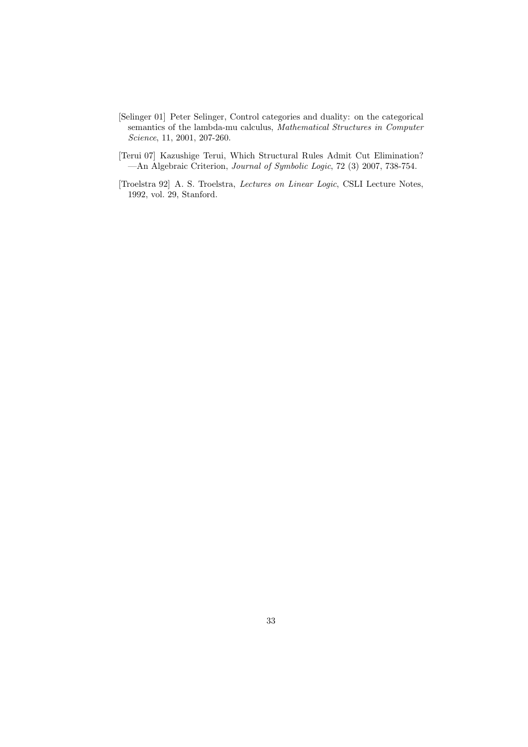[Selinger 01] Peter Selinger, Control categories and duality: on the categorical semantics of the lambda-mu calculus, *Mathematical Structures in Computer Science*, 11, 2001, 207-260.

[Terui 07] Kazushige Terui, Which Structural Rules Admit Cut Elimination? —An Algebraic Criterion, *Journal of Symbolic Logic*, 72 (3) 2007, 738-754.

[Troelstra 92] A. S. Troelstra, *Lectures on Linear Logic*, CSLI Lecture Notes, 1992, vol. 29, Stanford.